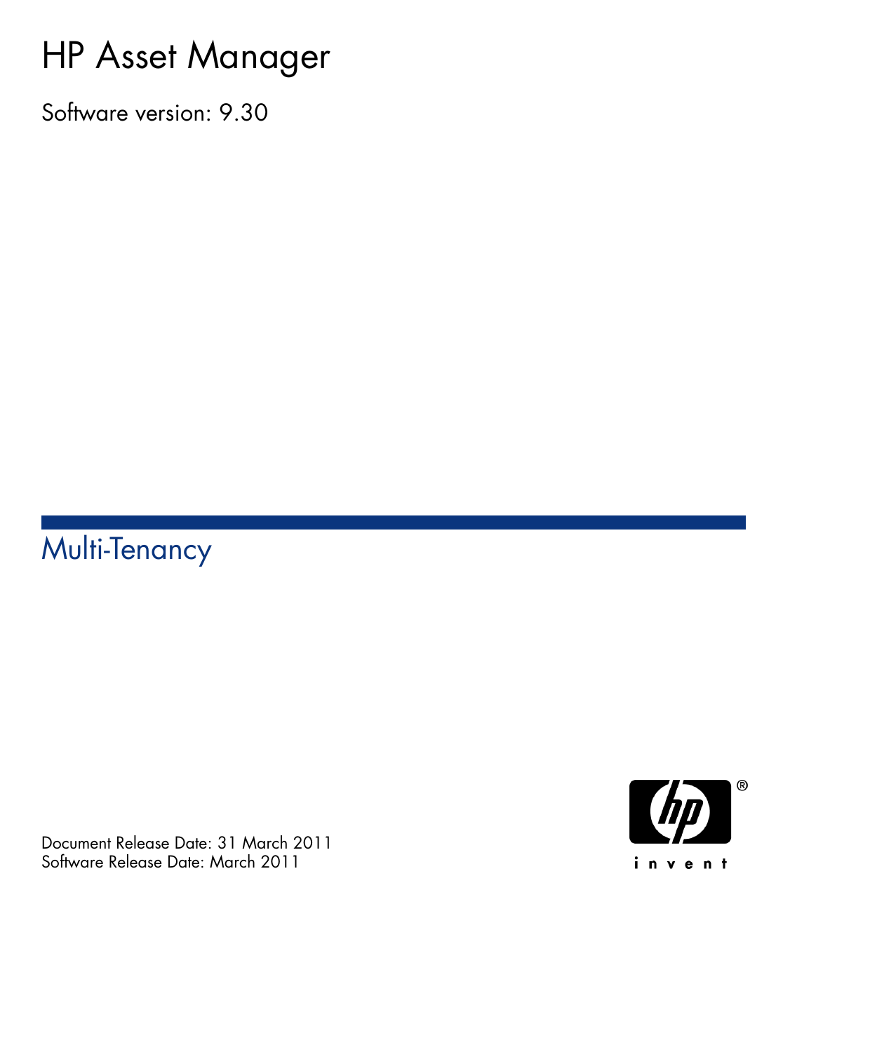# HP Asset Manager

Software version: 9.30

## Multi-Tenancy

Document Release Date: 31 March 2011
Software Release Date: March 2011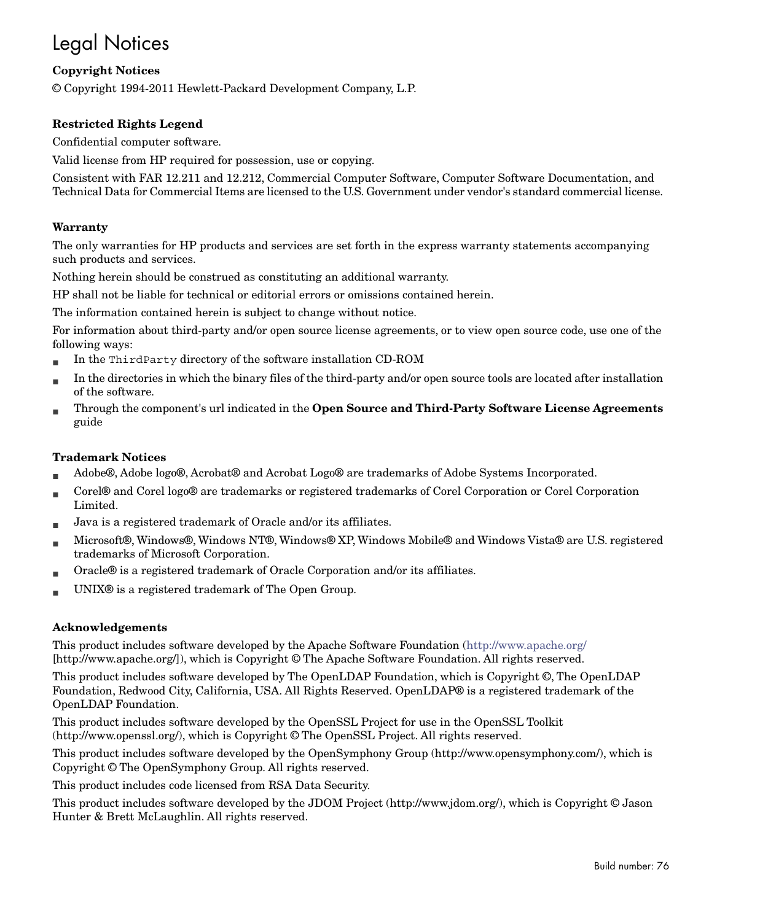# Legal Notices

**Copyright Notices**

© Copyright 1994-2011 Hewlett-Packard Development Company, L.P.

**Restricted Rights Legend**

Confidential computer software.

Valid license from HP required for possession, use or copying.

Consistent with FAR 12.211 and 12.212, Commercial Computer Software, Computer Software Documentation, and Technical Data for Commercial Items are licensed to the U.S. Government under vendor's standard commercial license.

**Warranty**

The only warranties for HP products and services are set forth in the express warranty statements accompanying such products and services.

Nothing herein should be construed as constituting an additional warranty.

HP shall not be liable for technical or editorial errors or omissions contained herein.

The information contained herein is subject to change without notice.

For information about third-party and/or open source license agreements, or to view open source code, use one of the following ways:

- In the `ThirdParty` directory of the software installation CD-ROM
- In the directories in which the binary files of the third-party and/or open source tools are located after installation of the software.
- Through the component's url indicated in the **Open Source and Third-Party Software License Agreements** guide

**Trademark Notices**

- Adobe®, Adobe logo®, Acrobat® and Acrobat Logo® are trademarks of Adobe Systems Incorporated.
- Corel® and Corel logo® are trademarks or registered trademarks of Corel Corporation or Corel Corporation Limited.
- Java is a registered trademark of Oracle and/or its affiliates.
- Microsoft®, Windows®, Windows NT®, Windows® XP, Windows Mobile® and Windows Vista® are U.S. registered trademarks of Microsoft Corporation.
- Oracle® is a registered trademark of Oracle Corporation and/or its affiliates.
- UNIX® is a registered trademark of The Open Group.

**Acknowledgements**

This product includes software developed by the Apache Software Foundation (http://www.apache.org/ [http://www.apache.org/]), which is Copyright © The Apache Software Foundation. All rights reserved.

This product includes software developed by The OpenLDAP Foundation, which is Copyright ©, The OpenLDAP Foundation, Redwood City, California, USA. All Rights Reserved. OpenLDAP® is a registered trademark of the OpenLDAP Foundation.

This product includes software developed by the OpenSSL Project for use in the OpenSSL Toolkit (http://www.openssl.org/), which is Copyright © The OpenSSL Project. All rights reserved.

This product includes software developed by the OpenSymphony Group (http://www.opensymphony.com/), which is Copyright © The OpenSymphony Group. All rights reserved.

This product includes code licensed from RSA Data Security.

This product includes software developed by the JDOM Project (http://www.jdom.org/), which is Copyright © Jason Hunter & Brett McLaughlin. All rights reserved.

Build number: 76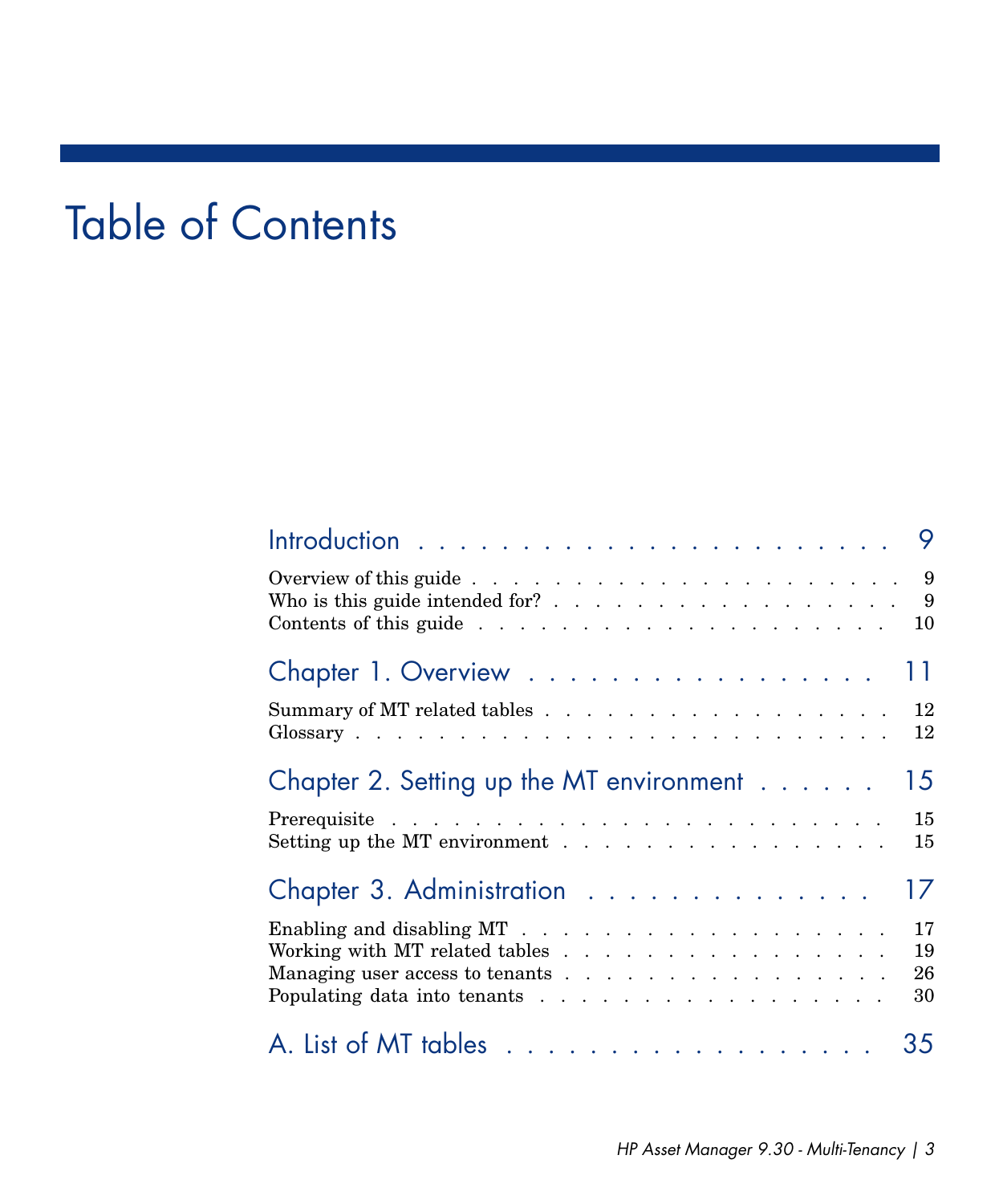# Table of Contents

Introduction . . . . . . . . . . . . . . . . . . . . . . 9

- Overview of this guide . . . . . . . . . . . . . . . . . . . . 9
- Who is this guide intended for? . . . . . . . . . . . . . . . . 9
- Contents of this guide . . . . . . . . . . . . . . . . . . . . 10

Chapter 1. Overview . . . . . . . . . . . . . . . . . . 11

- Summary of MT related tables . . . . . . . . . . . . . . . . 12
- Glossary . . . . . . . . . . . . . . . . . . . . . . . . . . 12

Chapter 2. Setting up the MT environment . . . . . . 15

- Prerequisite . . . . . . . . . . . . . . . . . . . . . . . . 15
- Setting up the MT environment . . . . . . . . . . . . . . . . 15

Chapter 3. Administration . . . . . . . . . . . . . . . 17

- Enabling and disabling MT . . . . . . . . . . . . . . . . . . 17
- Working with MT related tables . . . . . . . . . . . . . . . 19
- Managing user access to tenants . . . . . . . . . . . . . . . 26
- Populating data into tenants . . . . . . . . . . . . . . . . 30

A. List of MT tables . . . . . . . . . . . . . . . . . . 35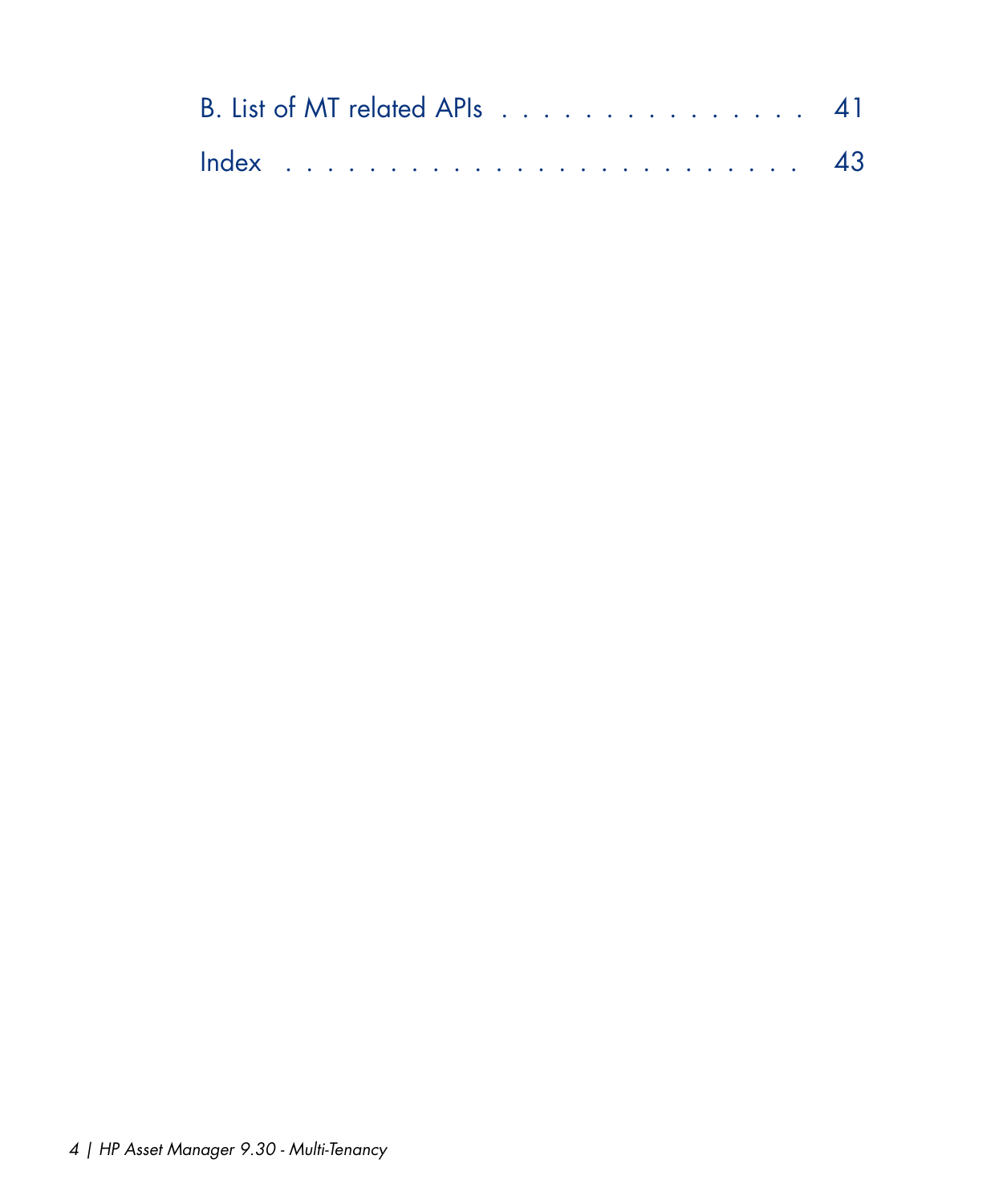B. List of MT related APIs . . . . . . . . . . . . . . . 41

Index . . . . . . . . . . . . . . . . . . . . . . . . 43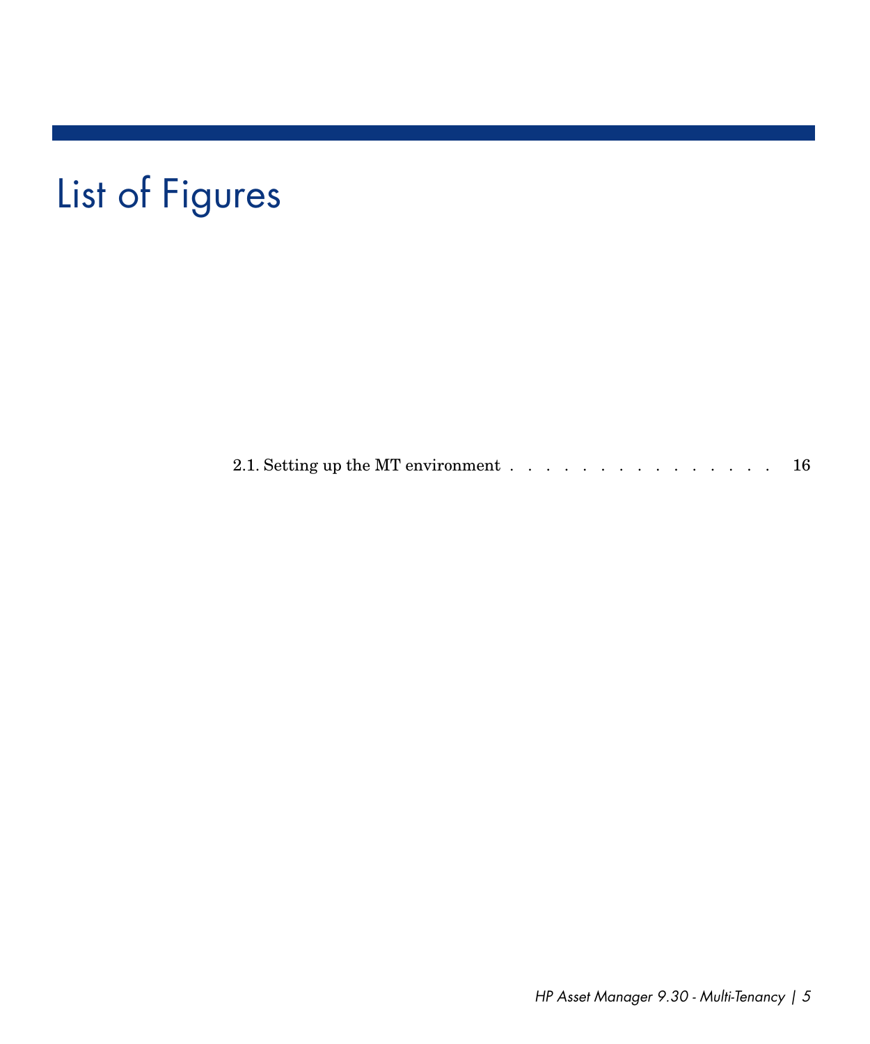# List of Figures

2.1. Setting up the MT environment . . . . . . . . . . . . . . . . 16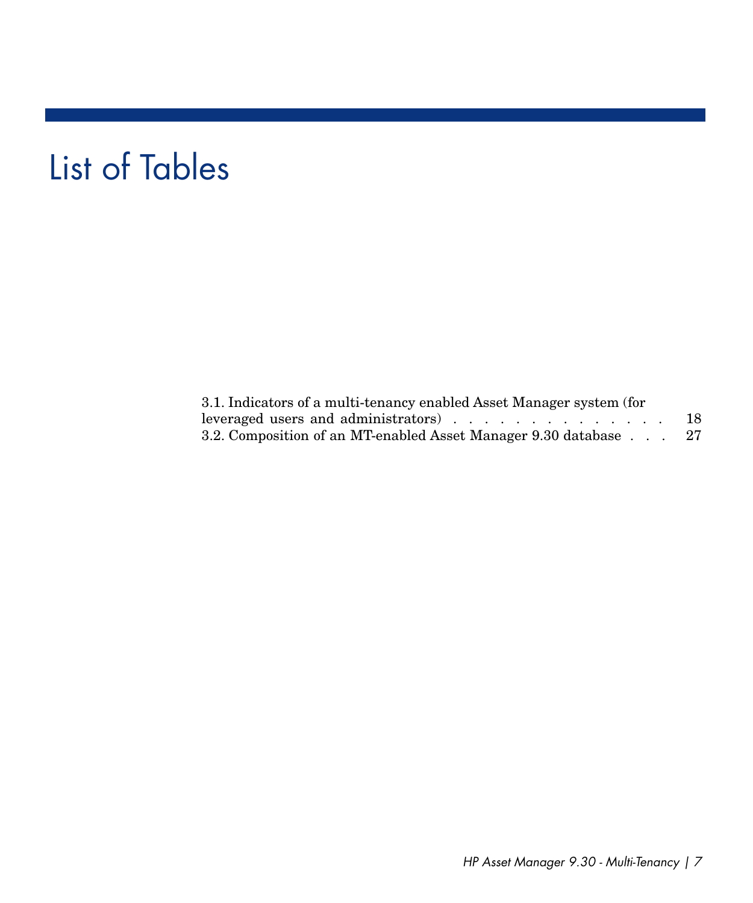# List of Tables

3.1. Indicators of a multi-tenancy enabled Asset Manager system (for leveraged users and administrators) . . . . . . . . . . . . . . . 18
3.2. Composition of an MT-enabled Asset Manager 9.30 database . . . 27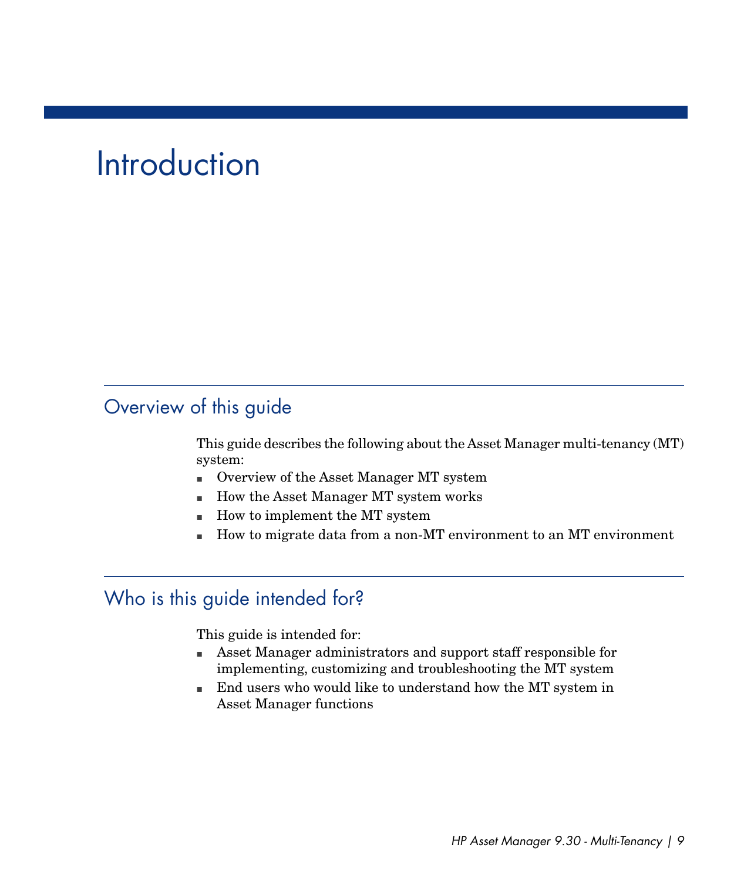# Introduction

## Overview of this guide

This guide describes the following about the Asset Manager multi-tenancy (MT) system:

- Overview of the Asset Manager MT system
- How the Asset Manager MT system works
- How to implement the MT system
- How to migrate data from a non-MT environment to an MT environment

## Who is this guide intended for?

This guide is intended for:

- Asset Manager administrators and support staff responsible for implementing, customizing and troubleshooting the MT system
- End users who would like to understand how the MT system in Asset Manager functions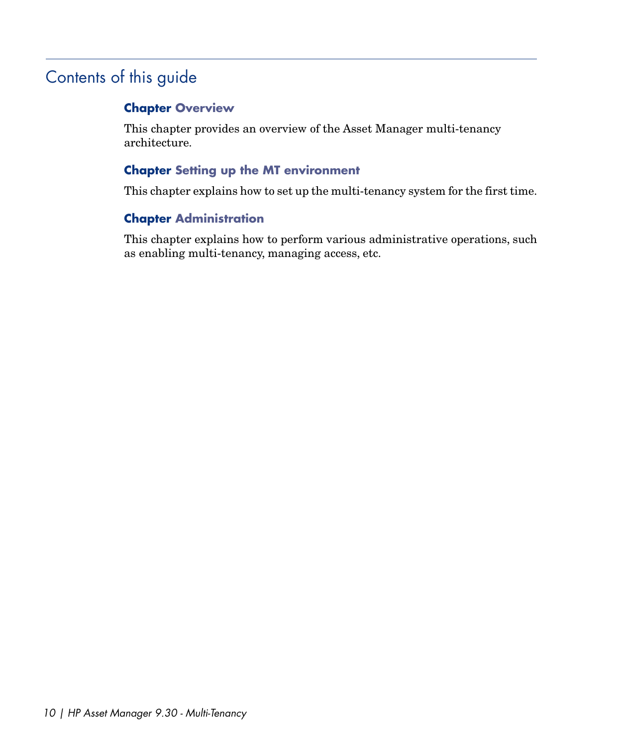## Contents of this guide

**Chapter Overview**

This chapter provides an overview of the Asset Manager multi-tenancy architecture.

**Chapter Setting up the MT environment**

This chapter explains how to set up the multi-tenancy system for the first time.

**Chapter Administration**

This chapter explains how to perform various administrative operations, such as enabling multi-tenancy, managing access, etc.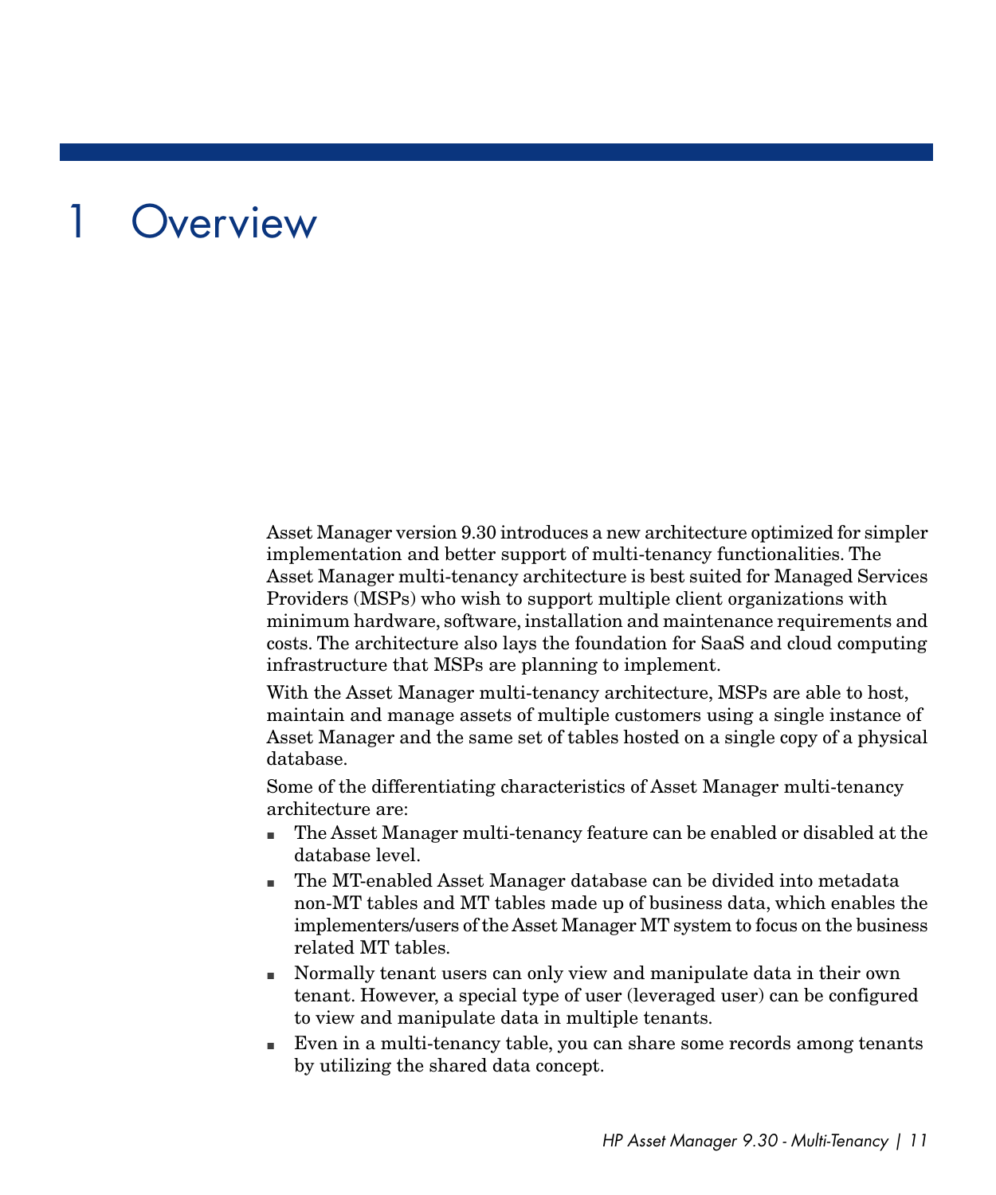# 1 Overview

Asset Manager version 9.30 introduces a new architecture optimized for simpler implementation and better support of multi-tenancy functionalities. The Asset Manager multi-tenancy architecture is best suited for Managed Services Providers (MSPs) who wish to support multiple client organizations with minimum hardware, software, installation and maintenance requirements and costs. The architecture also lays the foundation for SaaS and cloud computing infrastructure that MSPs are planning to implement.

With the Asset Manager multi-tenancy architecture, MSPs are able to host, maintain and manage assets of multiple customers using a single instance of Asset Manager and the same set of tables hosted on a single copy of a physical database.

Some of the differentiating characteristics of Asset Manager multi-tenancy architecture are:

- The Asset Manager multi-tenancy feature can be enabled or disabled at the database level.
- The MT-enabled Asset Manager database can be divided into metadata non-MT tables and MT tables made up of business data, which enables the implementers/users of the Asset Manager MT system to focus on the business related MT tables.
- Normally tenant users can only view and manipulate data in their own tenant. However, a special type of user (leveraged user) can be configured to view and manipulate data in multiple tenants.
- Even in a multi-tenancy table, you can share some records among tenants by utilizing the shared data concept.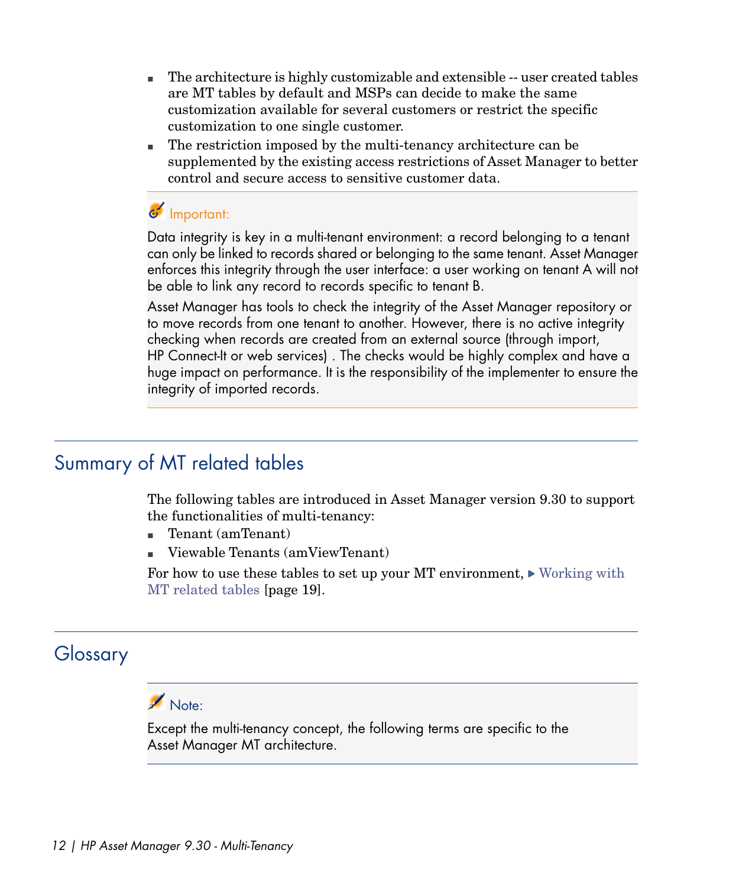- The architecture is highly customizable and extensible -- user created tables are MT tables by default and MSPs can decide to make the same customization available for several customers or restrict the specific customization to one single customer.
- The restriction imposed by the multi-tenancy architecture can be supplemented by the existing access restrictions of Asset Manager to better control and secure access to sensitive customer data.

> **Important:**
>
> Data integrity is key in a multi-tenant environment: a record belonging to a tenant can only be linked to records shared or belonging to the same tenant. Asset Manager enforces this integrity through the user interface: a user working on tenant A will not be able to link any record to records specific to tenant B.
>
> Asset Manager has tools to check the integrity of the Asset Manager repository or to move records from one tenant to another. However, there is no active integrity checking when records are created from an external source (through import, HP Connect-It or web services) . The checks would be highly complex and have a huge impact on performance. It is the responsibility of the implementer to ensure the integrity of imported records.

## Summary of MT related tables

The following tables are introduced in Asset Manager version 9.30 to support the functionalities of multi-tenancy:

- Tenant (amTenant)
- Viewable Tenants (amViewTenant)

For how to use these tables to set up your MT environment, ▶ Working with MT related tables [page 19].

## Glossary

> **Note:**
>
> Except the multi-tenancy concept, the following terms are specific to the Asset Manager MT architecture.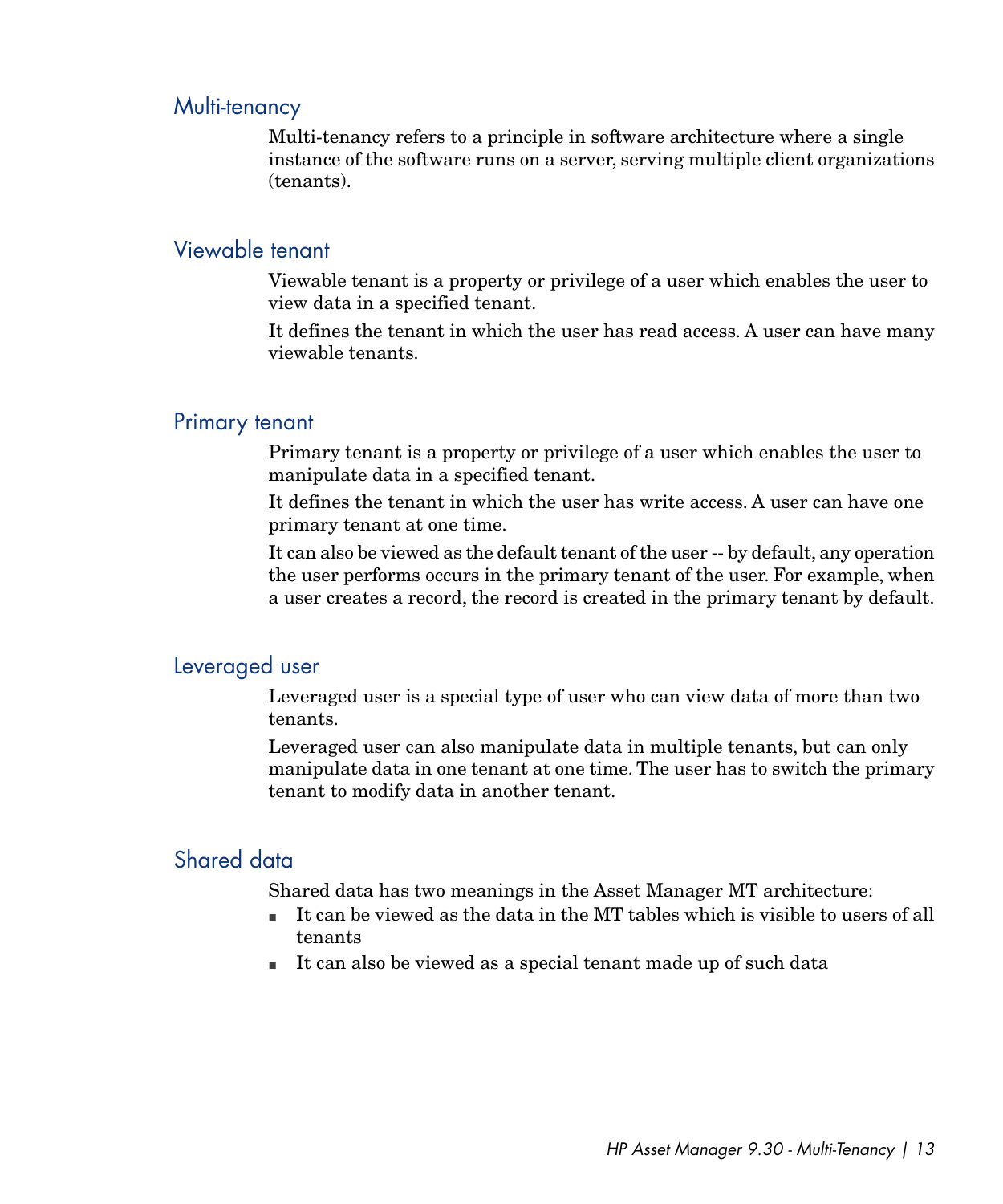## Multi-tenancy

Multi-tenancy refers to a principle in software architecture where a single instance of the software runs on a server, serving multiple client organizations (tenants).

## Viewable tenant

Viewable tenant is a property or privilege of a user which enables the user to view data in a specified tenant.

It defines the tenant in which the user has read access. A user can have many viewable tenants.

## Primary tenant

Primary tenant is a property or privilege of a user which enables the user to manipulate data in a specified tenant.

It defines the tenant in which the user has write access. A user can have one primary tenant at one time.

It can also be viewed as the default tenant of the user -- by default, any operation the user performs occurs in the primary tenant of the user. For example, when a user creates a record, the record is created in the primary tenant by default.

## Leveraged user

Leveraged user is a special type of user who can view data of more than two tenants.

Leveraged user can also manipulate data in multiple tenants, but can only manipulate data in one tenant at one time. The user has to switch the primary tenant to modify data in another tenant.

## Shared data

Shared data has two meanings in the Asset Manager MT architecture:

- It can be viewed as the data in the MT tables which is visible to users of all tenants
- It can also be viewed as a special tenant made up of such data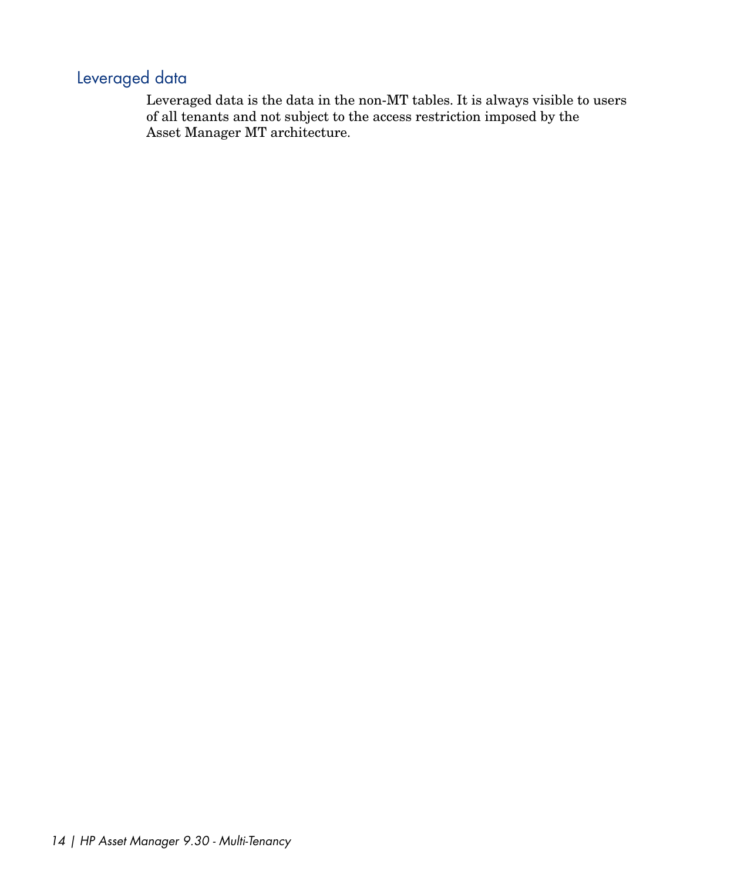## Leveraged data

Leveraged data is the data in the non-MT tables. It is always visible to users of all tenants and not subject to the access restriction imposed by the Asset Manager MT architecture.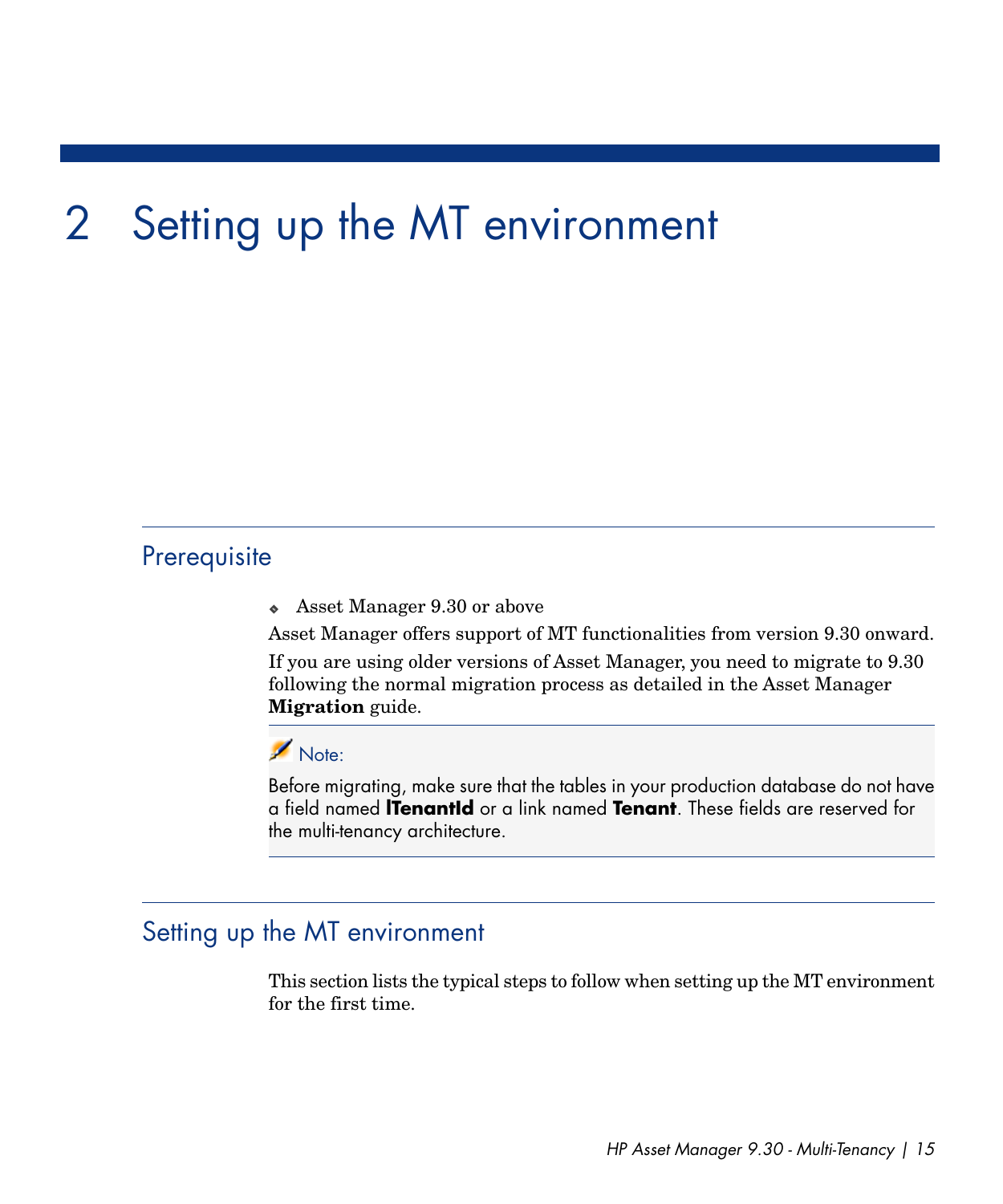# 2 Setting up the MT environment

## Prerequisite

- Asset Manager 9.30 or above

Asset Manager offers support of MT functionalities from version 9.30 onward.

If you are using older versions of Asset Manager, you need to migrate to 9.30 following the normal migration process as detailed in the Asset Manager **Migration** guide.

> Note:
>
> Before migrating, make sure that the tables in your production database do not have a field named **lTenantId** or a link named **Tenant**. These fields are reserved for the multi-tenancy architecture.

## Setting up the MT environment

This section lists the typical steps to follow when setting up the MT environment for the first time.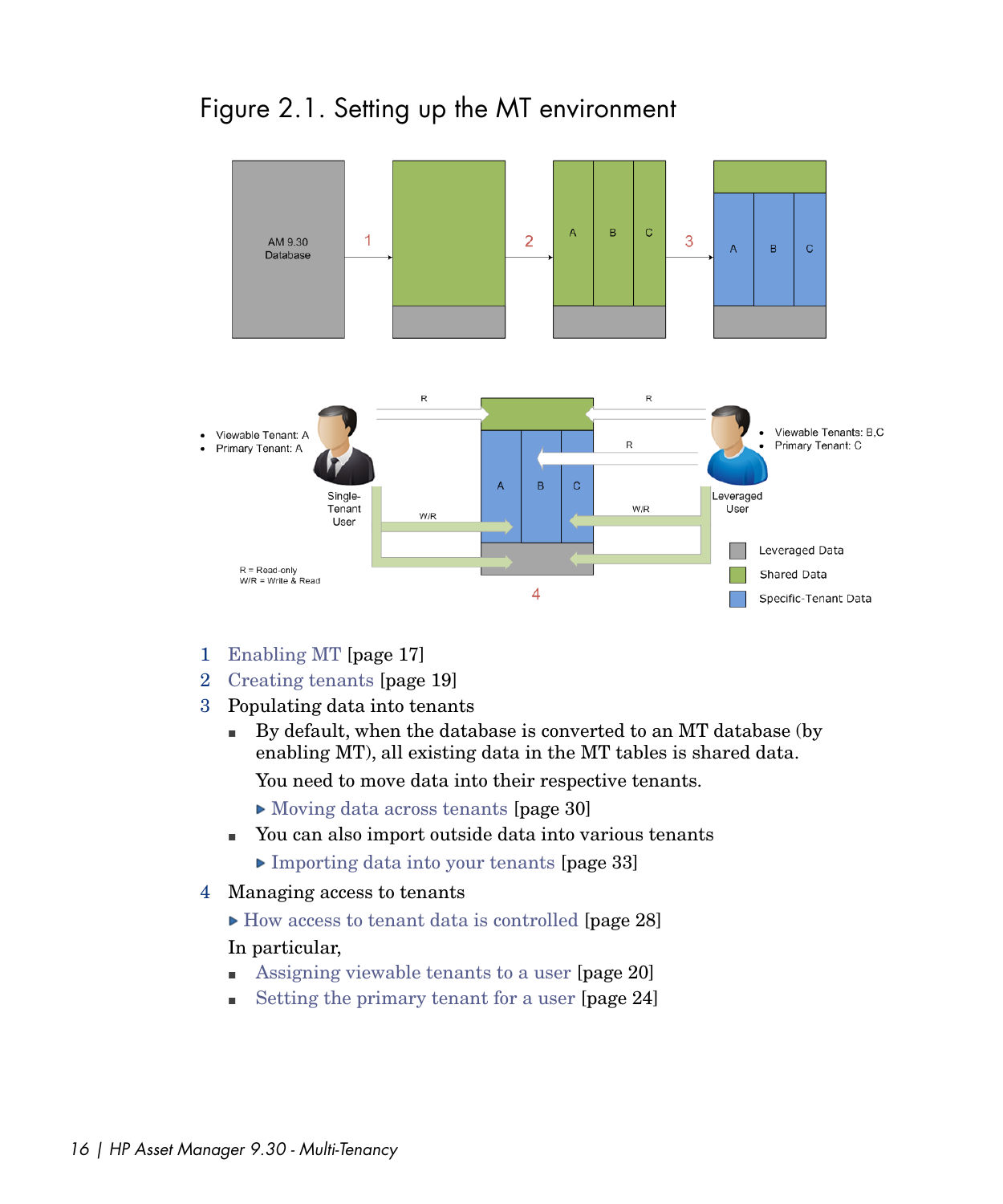# Figure 2.1. Setting up the MT environment

1 Enabling MT [page 17]

2 Creating tenants [page 19]

3 Populating data into tenants

- By default, when the database is converted to an MT database (by enabling MT), all existing data in the MT tables is shared data.

  You need to move data into their respective tenants.

  ▶ Moving data across tenants [page 30]

- You can also import outside data into various tenants

  ▶ Importing data into your tenants [page 33]

4 Managing access to tenants

▶ How access to tenant data is controlled [page 28]

In particular,

- Assigning viewable tenants to a user [page 20]
- Setting the primary tenant for a user [page 24]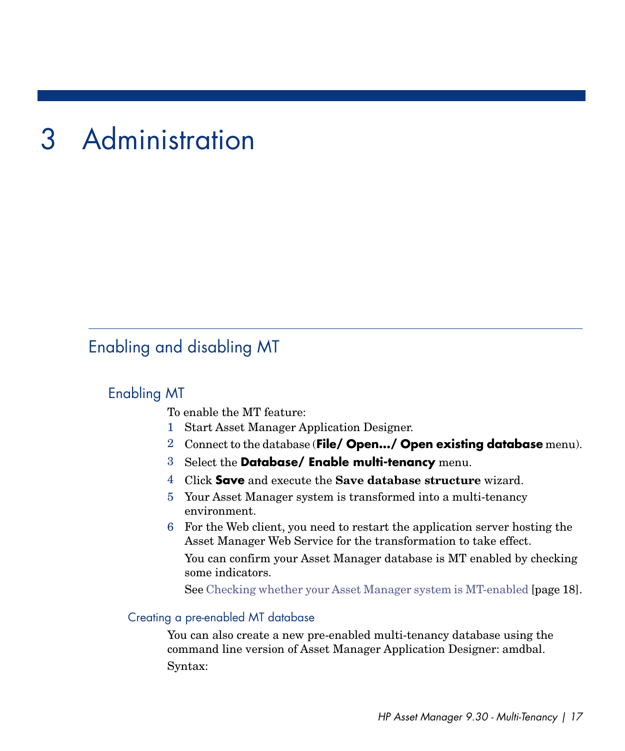// 3 Administration

## Enabling and disabling MT

### Enabling MT

To enable the MT feature:

1. Start Asset Manager Application Designer.
2. Connect to the database (**File/ Open.../ Open existing database** menu).
3. Select the **Database/ Enable multi-tenancy** menu.
4. Click **Save** and execute the **Save database structure** wizard.
5. Your Asset Manager system is transformed into a multi-tenancy environment.
6. For the Web client, you need to restart the application server hosting the Asset Manager Web Service for the transformation to take effect.

   You can confirm your Asset Manager database is MT enabled by checking some indicators.

   See Checking whether your Asset Manager system is MT-enabled [page 18].

#### Creating a pre-enabled MT database

You can also create a new pre-enabled multi-tenancy database using the command line version of Asset Manager Application Designer: amdbal.

Syntax: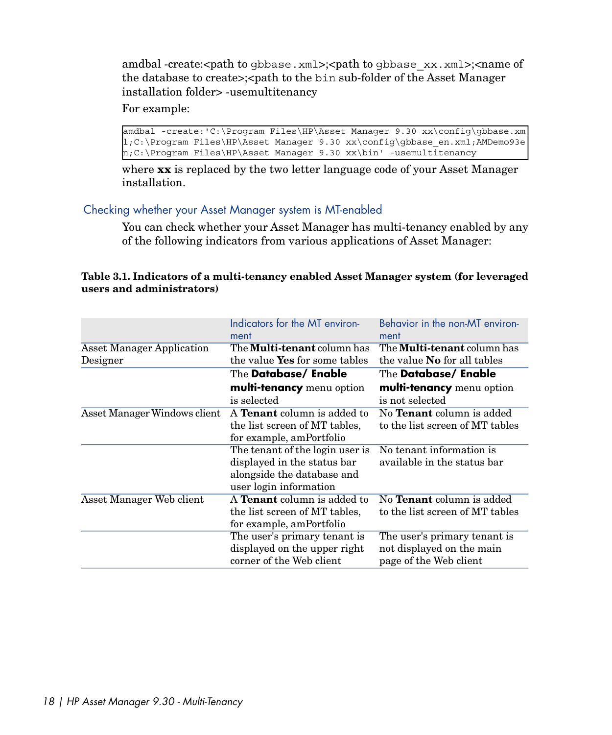amdbal -create:<path to `gbbase.xml`>;<path to `gbbase_xx.xml`>;<name of the database to create>;<path to the `bin` sub-folder of the Asset Manager installation folder> -usemultitenancy

For example:

```
amdbal -create:'C:\Program Files\HP\Asset Manager 9.30 xx\config\gbbase.xml;C:\Program Files\HP\Asset Manager 9.30 xx\config\gbbase_en.xml;AMDemo93en;C:\Program Files\HP\Asset Manager 9.30 xx\bin' -usemultitenancy
```

where **xx** is replaced by the two letter language code of your Asset Manager installation.

### Checking whether your Asset Manager system is MT-enabled

You can check whether your Asset Manager has multi-tenancy enabled by any of the following indicators from various applications of Asset Manager:

**Table 3.1. Indicators of a multi-tenancy enabled Asset Manager system (for leveraged users and administrators)**

| | Indicators for the MT environment | Behavior in the non-MT environment |
|---|---|---|
| Asset Manager Application Designer | The **Multi-tenant** column has the value **Yes** for some tables | The **Multi-tenant** column has the value **No** for all tables |
| | The **Database/ Enable multi-tenancy** menu option is selected | The **Database/ Enable multi-tenancy** menu option is not selected |
| Asset Manager Windows client | A **Tenant** column is added to the list screen of MT tables, for example, amPortfolio | No **Tenant** column is added to the list screen of MT tables |
| | The tenant of the login user is displayed in the status bar alongside the database and user login information | No tenant information is available in the status bar |
| Asset Manager Web client | A **Tenant** column is added to the list screen of MT tables, for example, amPortfolio | No **Tenant** column is added to the list screen of MT tables |
| | The user's primary tenant is displayed on the upper right corner of the Web client | The user's primary tenant is not displayed on the main page of the Web client |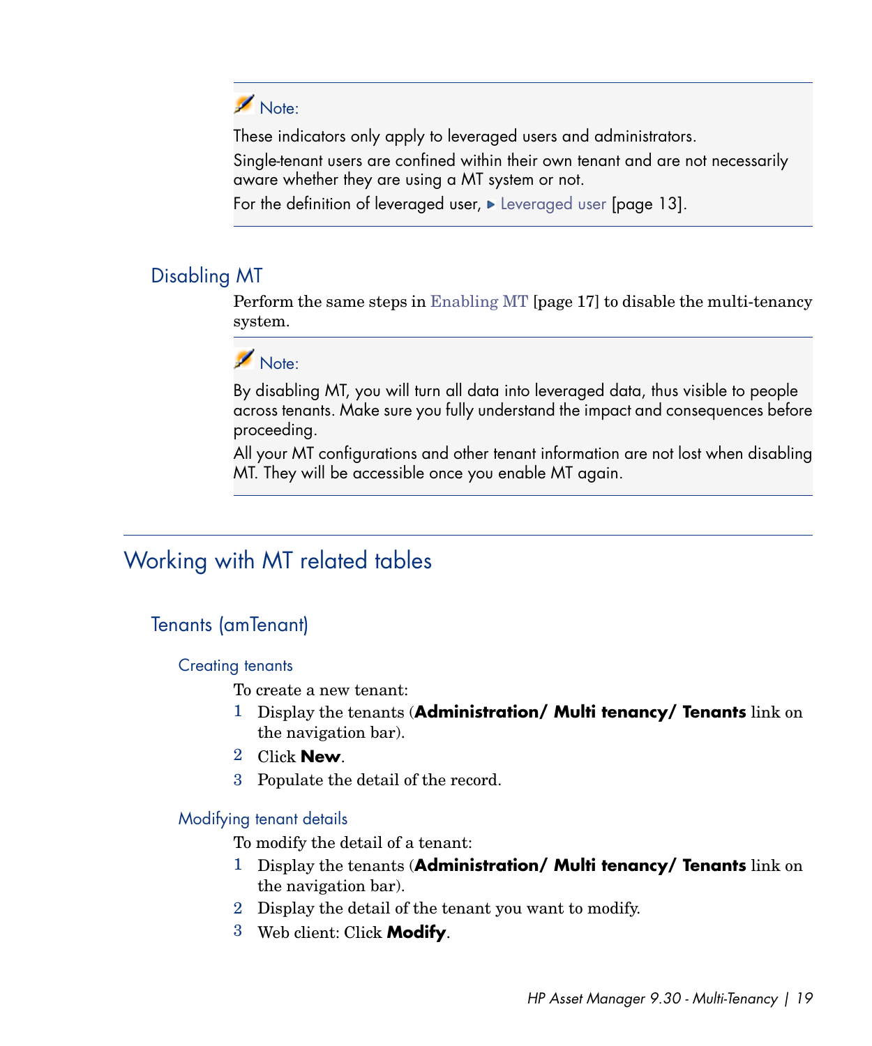> **Note:**
>
> These indicators only apply to leveraged users and administrators.
>
> Single-tenant users are confined within their own tenant and are not necessarily aware whether they are using a MT system or not.
>
> For the definition of leveraged user, ▶ Leveraged user [page 13].

### Disabling MT

Perform the same steps in Enabling MT [page 17] to disable the multi-tenancy system.

> **Note:**
>
> By disabling MT, you will turn all data into leveraged data, thus visible to people across tenants. Make sure you fully understand the impact and consequences before proceeding.
>
> All your MT configurations and other tenant information are not lost when disabling MT. They will be accessible once you enable MT again.

## Working with MT related tables

### Tenants (amTenant)

#### Creating tenants

To create a new tenant:

1. Display the tenants (**Administration/ Multi tenancy/ Tenants** link on the navigation bar).
2. Click **New**.
3. Populate the detail of the record.

#### Modifying tenant details

To modify the detail of a tenant:

1. Display the tenants (**Administration/ Multi tenancy/ Tenants** link on the navigation bar).
2. Display the detail of the tenant you want to modify.
3. Web client: Click **Modify**.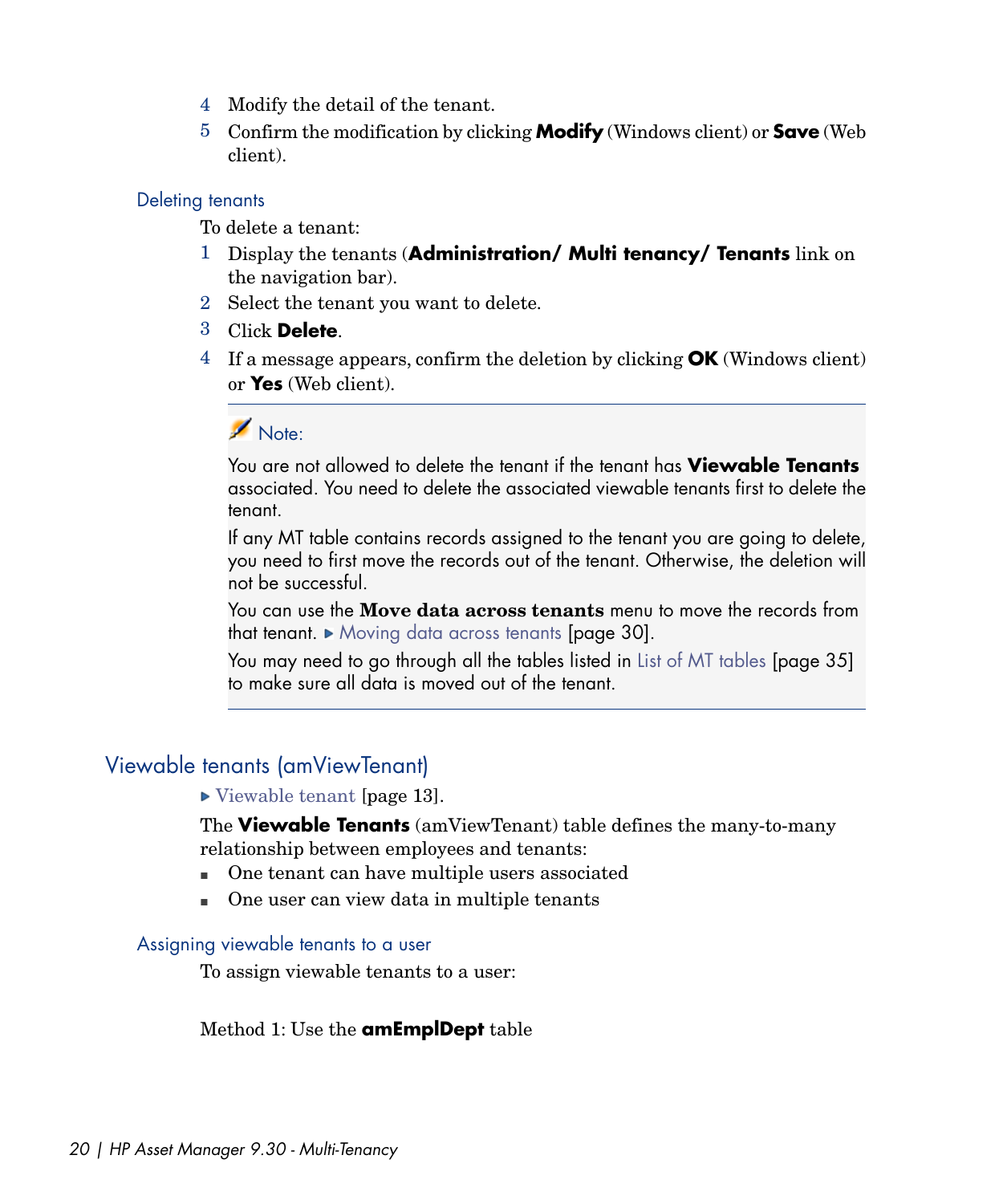4. Modify the detail of the tenant.
5. Confirm the modification by clicking **Modify** (Windows client) or **Save** (Web client).

### Deleting tenants

To delete a tenant:

1. Display the tenants (**Administration/ Multi tenancy/ Tenants** link on the navigation bar).
2. Select the tenant you want to delete.
3. Click **Delete**.
4. If a message appears, confirm the deletion by clicking **OK** (Windows client) or **Yes** (Web client).

> **Note:**
>
> You are not allowed to delete the tenant if the tenant has **Viewable Tenants** associated. You need to delete the associated viewable tenants first to delete the tenant.
>
> If any MT table contains records assigned to the tenant you are going to delete, you need to first move the records out of the tenant. Otherwise, the deletion will not be successful.
>
> You can use the **Move data across tenants** menu to move the records from that tenant. ▶ Moving data across tenants [page 30].
>
> You may need to go through all the tables listed in List of MT tables [page 35] to make sure all data is moved out of the tenant.

## Viewable tenants (amViewTenant)

▶ Viewable tenant [page 13].

The **Viewable Tenants** (amViewTenant) table defines the many-to-many relationship between employees and tenants:

- One tenant can have multiple users associated
- One user can view data in multiple tenants

### Assigning viewable tenants to a user

To assign viewable tenants to a user:

Method 1: Use the **amEmplDept** table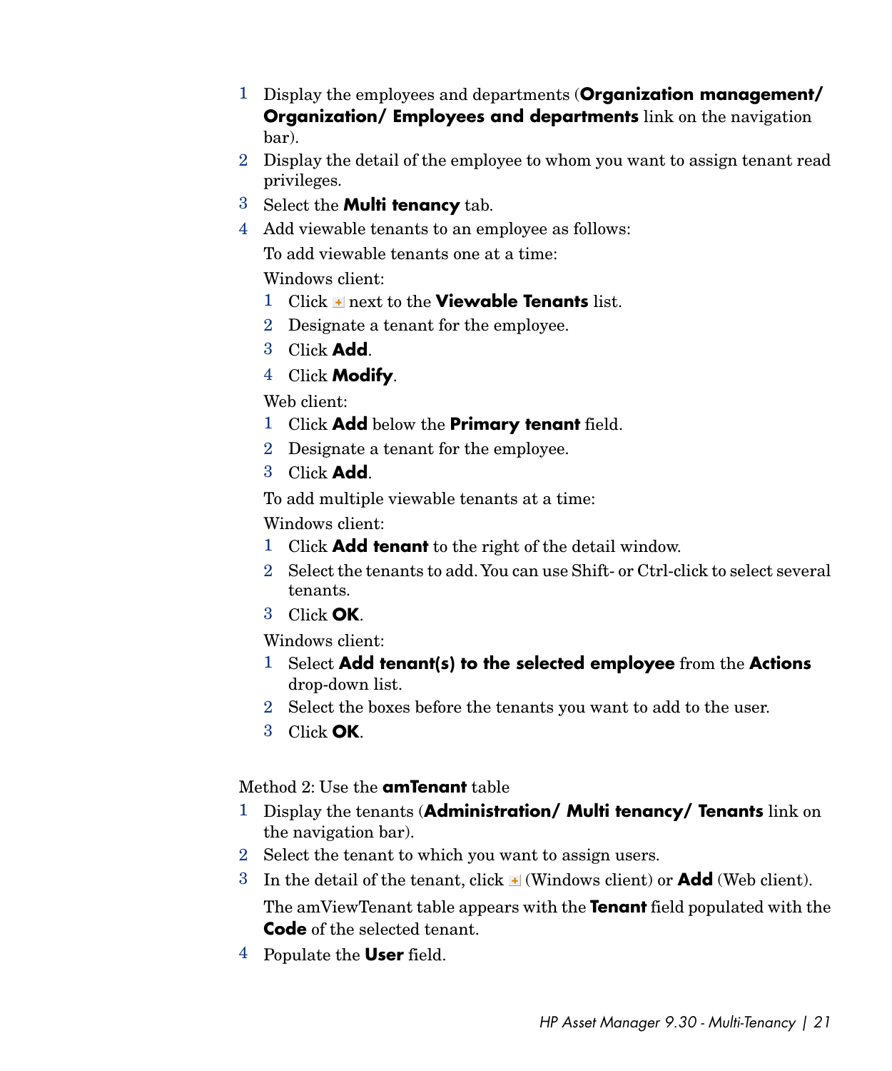1. Display the employees and departments (**Organization management/ Organization/ Employees and departments** link on the navigation bar).
2. Display the detail of the employee to whom you want to assign tenant read privileges.
3. Select the **Multi tenancy** tab.
4. Add viewable tenants to an employee as follows:

   To add viewable tenants one at a time:

   Windows client:

   1. Click + next to the **Viewable Tenants** list.
   2. Designate a tenant for the employee.
   3. Click **Add**.
   4. Click **Modify**.

   Web client:

   1. Click **Add** below the **Primary tenant** field.
   2. Designate a tenant for the employee.
   3. Click **Add**.

   To add multiple viewable tenants at a time:

   Windows client:

   1. Click **Add tenant** to the right of the detail window.
   2. Select the tenants to add. You can use Shift- or Ctrl-click to select several tenants.
   3. Click **OK**.

   Windows client:

   1. Select **Add tenant(s) to the selected employee** from the **Actions** drop-down list.
   2. Select the boxes before the tenants you want to add to the user.
   3. Click **OK**.

Method 2: Use the **amTenant** table

1. Display the tenants (**Administration/ Multi tenancy/ Tenants** link on the navigation bar).
2. Select the tenant to which you want to assign users.
3. In the detail of the tenant, click + (Windows client) or **Add** (Web client).

   The amViewTenant table appears with the **Tenant** field populated with the **Code** of the selected tenant.
4. Populate the **User** field.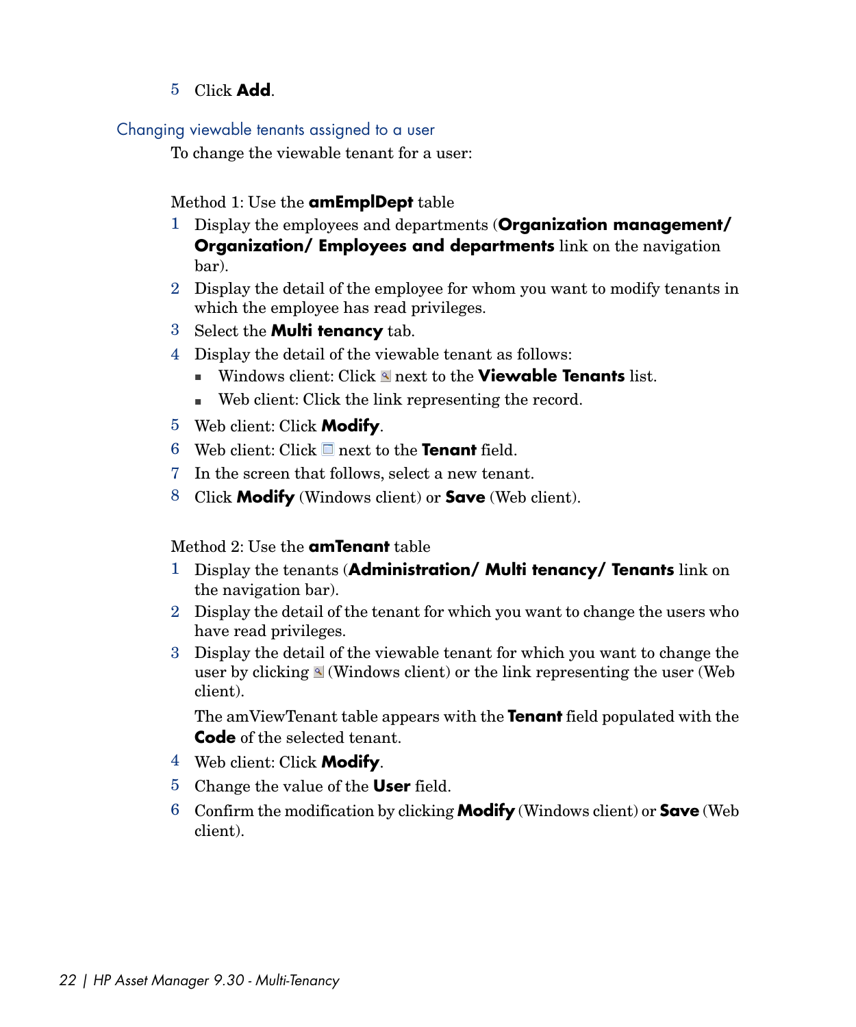5. Click **Add**.

### Changing viewable tenants assigned to a user

To change the viewable tenant for a user:

Method 1: Use the **amEmplDept** table

1. Display the employees and departments (**Organization management/ Organization/ Employees and departments** link on the navigation bar).
2. Display the detail of the employee for whom you want to modify tenants in which the employee has read privileges.
3. Select the **Multi tenancy** tab.
4. Display the detail of the viewable tenant as follows:
   - Windows client: Click next to the **Viewable Tenants** list.
   - Web client: Click the link representing the record.
5. Web client: Click **Modify**.
6. Web client: Click next to the **Tenant** field.
7. In the screen that follows, select a new tenant.
8. Click **Modify** (Windows client) or **Save** (Web client).

Method 2: Use the **amTenant** table

1. Display the tenants (**Administration/ Multi tenancy/ Tenants** link on the navigation bar).
2. Display the detail of the tenant for which you want to change the users who have read privileges.
3. Display the detail of the viewable tenant for which you want to change the user by clicking (Windows client) or the link representing the user (Web client).

   The amViewTenant table appears with the **Tenant** field populated with the **Code** of the selected tenant.
4. Web client: Click **Modify**.
5. Change the value of the **User** field.
6. Confirm the modification by clicking **Modify** (Windows client) or **Save** (Web client).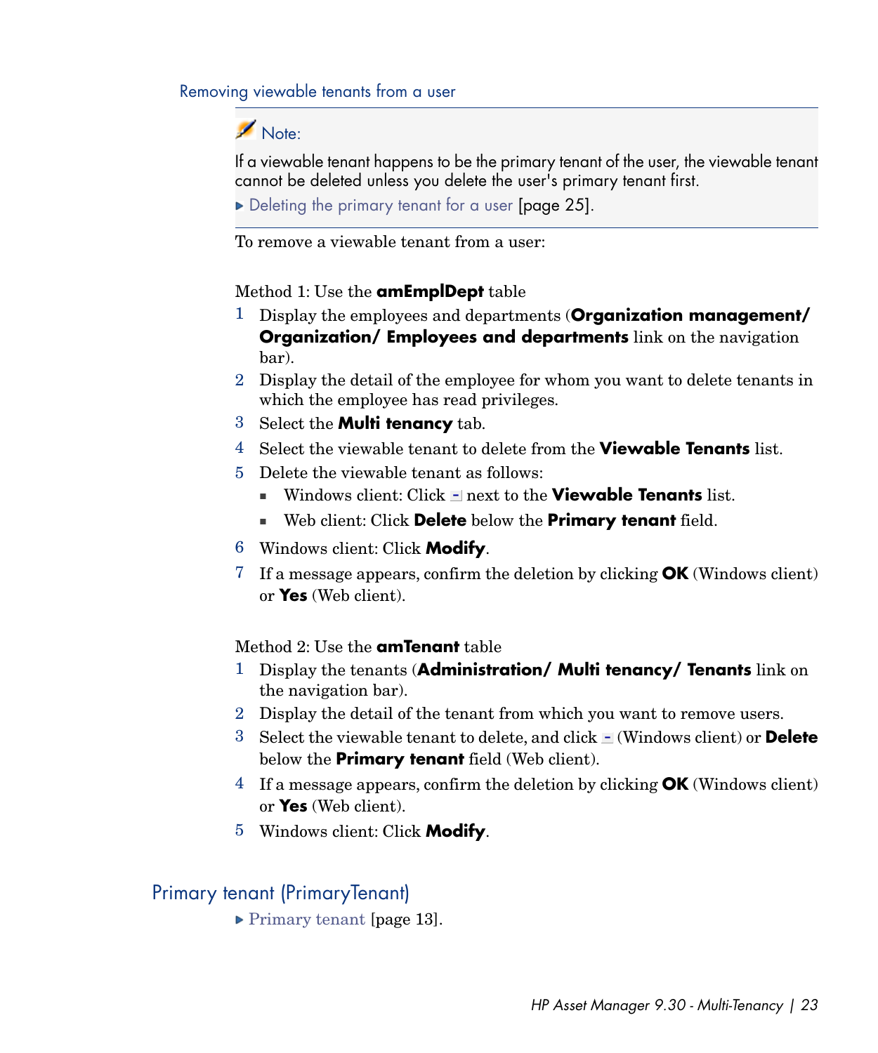#### Removing viewable tenants from a user

> **Note:**
>
> If a viewable tenant happens to be the primary tenant of the user, the viewable tenant cannot be deleted unless you delete the user's primary tenant first.
>
> ▶ Deleting the primary tenant for a user [page 25].

To remove a viewable tenant from a user:

Method 1: Use the **amEmplDept** table

1. Display the employees and departments (**Organization management/ Organization/ Employees and departments** link on the navigation bar).
2. Display the detail of the employee for whom you want to delete tenants in which the employee has read privileges.
3. Select the **Multi tenancy** tab.
4. Select the viewable tenant to delete from the **Viewable Tenants** list.
5. Delete the viewable tenant as follows:
   - Windows client: Click - next to the **Viewable Tenants** list.
   - Web client: Click **Delete** below the **Primary tenant** field.
6. Windows client: Click **Modify**.
7. If a message appears, confirm the deletion by clicking **OK** (Windows client) or **Yes** (Web client).

Method 2: Use the **amTenant** table

1. Display the tenants (**Administration/ Multi tenancy/ Tenants** link on the navigation bar).
2. Display the detail of the tenant from which you want to remove users.
3. Select the viewable tenant to delete, and click - (Windows client) or **Delete** below the **Primary tenant** field (Web client).
4. If a message appears, confirm the deletion by clicking **OK** (Windows client) or **Yes** (Web client).
5. Windows client: Click **Modify**.

### Primary tenant (PrimaryTenant)

▶ Primary tenant [page 13].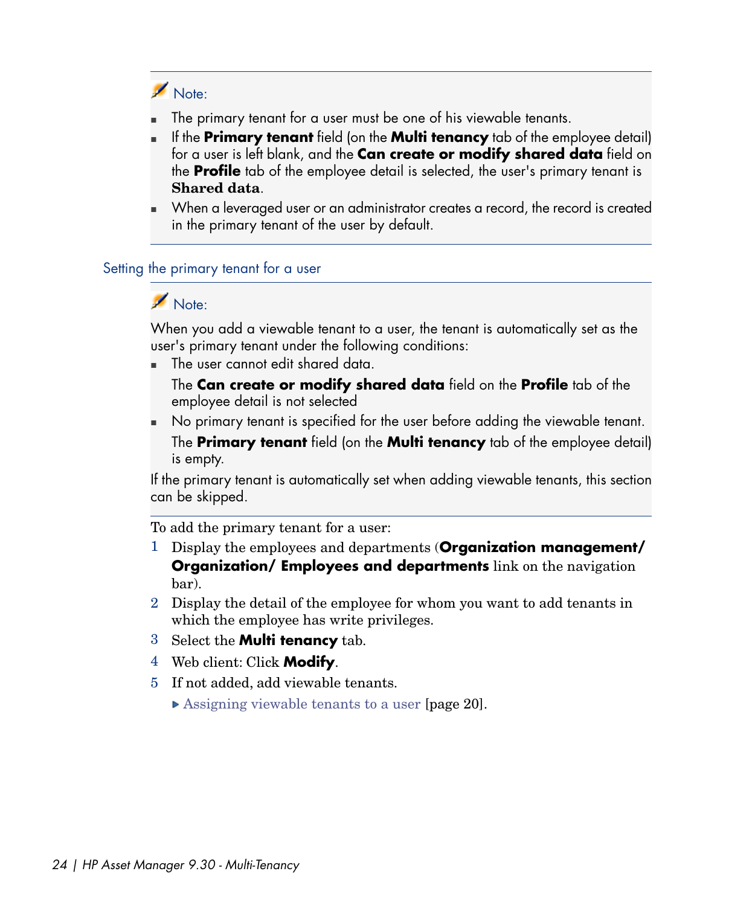> **Note:**
>
> - The primary tenant for a user must be one of his viewable tenants.
> - If the **Primary tenant** field (on the **Multi tenancy** tab of the employee detail) for a user is left blank, and the **Can create or modify shared data** field on the **Profile** tab of the employee detail is selected, the user's primary tenant is **Shared data**.
> - When a leveraged user or an administrator creates a record, the record is created in the primary tenant of the user by default.

### Setting the primary tenant for a user

> **Note:**
>
> When you add a viewable tenant to a user, the tenant is automatically set as the user's primary tenant under the following conditions:
>
> - The user cannot edit shared data.
>
>   The **Can create or modify shared data** field on the **Profile** tab of the employee detail is not selected
>
> - No primary tenant is specified for the user before adding the viewable tenant.
>
>   The **Primary tenant** field (on the **Multi tenancy** tab of the employee detail) is empty.
>
> If the primary tenant is automatically set when adding viewable tenants, this section can be skipped.

To add the primary tenant for a user:

1. Display the employees and departments (**Organization management/ Organization/ Employees and departments** link on the navigation bar).
2. Display the detail of the employee for whom you want to add tenants in which the employee has write privileges.
3. Select the **Multi tenancy** tab.
4. Web client: Click **Modify**.
5. If not added, add viewable tenants.

   ▶ Assigning viewable tenants to a user [page 20].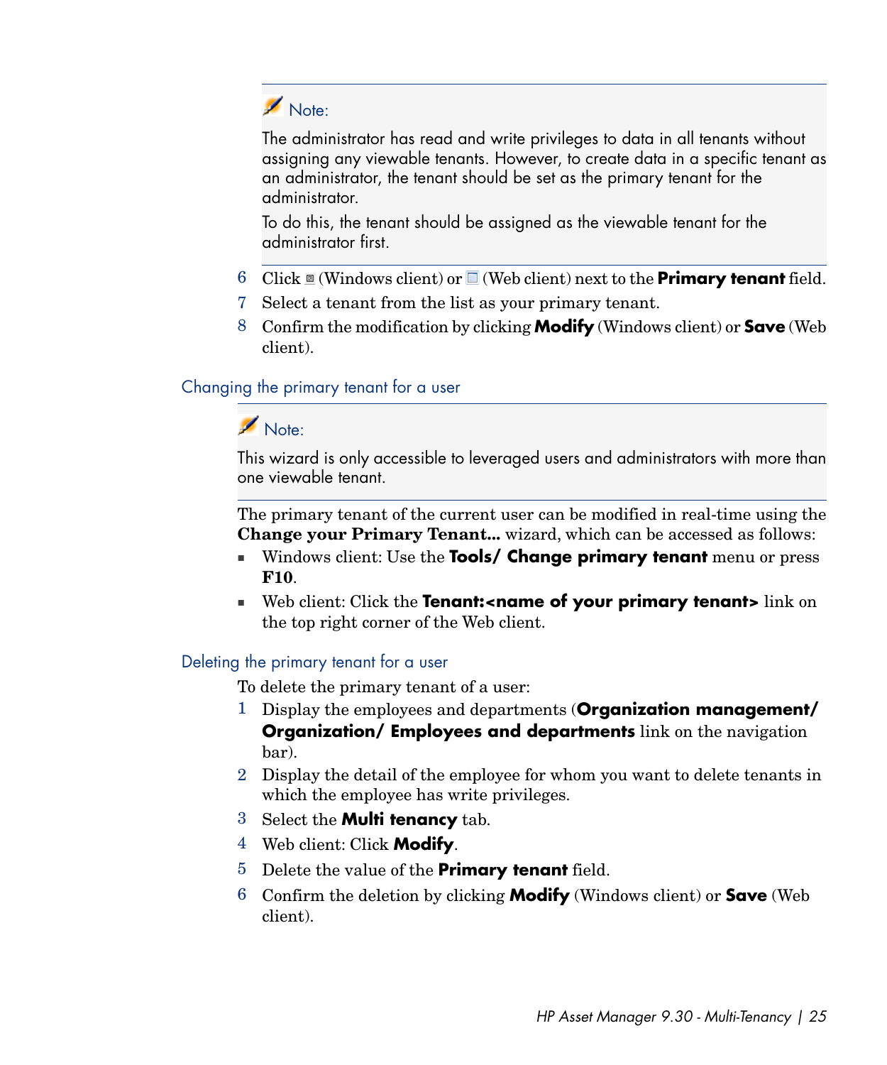> **Note:**
>
> The administrator has read and write privileges to data in all tenants without assigning any viewable tenants. However, to create data in a specific tenant as an administrator, the tenant should be set as the primary tenant for the administrator.
>
> To do this, the tenant should be assigned as the viewable tenant for the administrator first.

6. Click (Windows client) or (Web client) next to the **Primary tenant** field.
7. Select a tenant from the list as your primary tenant.
8. Confirm the modification by clicking **Modify** (Windows client) or **Save** (Web client).

### Changing the primary tenant for a user

> **Note:**
>
> This wizard is only accessible to leveraged users and administrators with more than one viewable tenant.

The primary tenant of the current user can be modified in real-time using the **Change your Primary Tenant...** wizard, which can be accessed as follows:

- Windows client: Use the **Tools/ Change primary tenant** menu or press **F10**.
- Web client: Click the **Tenant:<name of your primary tenant>** link on the top right corner of the Web client.

### Deleting the primary tenant for a user

To delete the primary tenant of a user:

1. Display the employees and departments (**Organization management/ Organization/ Employees and departments** link on the navigation bar).
2. Display the detail of the employee for whom you want to delete tenants in which the employee has write privileges.
3. Select the **Multi tenancy** tab.
4. Web client: Click **Modify**.
5. Delete the value of the **Primary tenant** field.
6. Confirm the deletion by clicking **Modify** (Windows client) or **Save** (Web client).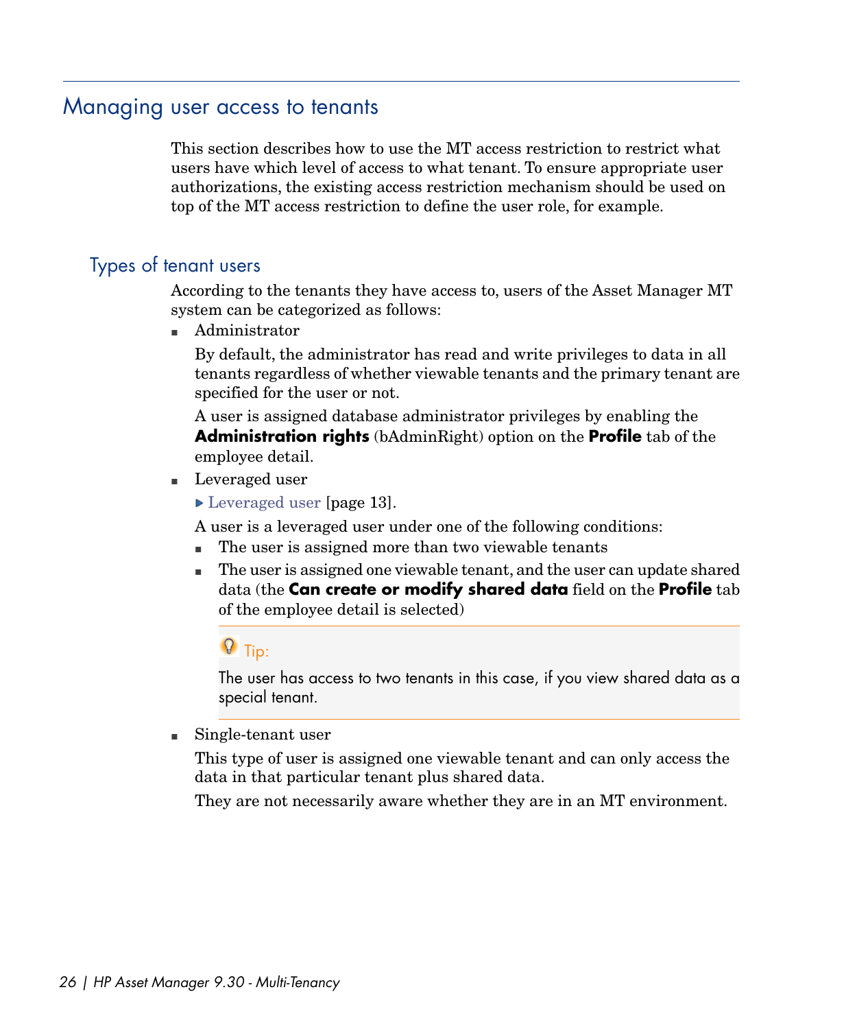# Managing user access to tenants

This section describes how to use the MT access restriction to restrict what users have which level of access to what tenant. To ensure appropriate user authorizations, the existing access restriction mechanism should be used on top of the MT access restriction to define the user role, for example.

## Types of tenant users

According to the tenants they have access to, users of the Asset Manager MT system can be categorized as follows:

- Administrator

  By default, the administrator has read and write privileges to data in all tenants regardless of whether viewable tenants and the primary tenant are specified for the user or not.

  A user is assigned database administrator privileges by enabling the **Administration rights** (bAdminRight) option on the **Profile** tab of the employee detail.

- Leveraged user

  ▶ Leveraged user [page 13].

  A user is a leveraged user under one of the following conditions:

  - The user is assigned more than two viewable tenants
  - The user is assigned one viewable tenant, and the user can update shared data (the **Can create or modify shared data** field on the **Profile** tab of the employee detail is selected)

    > Tip:
    >
    > The user has access to two tenants in this case, if you view shared data as a special tenant.

- Single-tenant user

  This type of user is assigned one viewable tenant and can only access the data in that particular tenant plus shared data.

  They are not necessarily aware whether they are in an MT environment.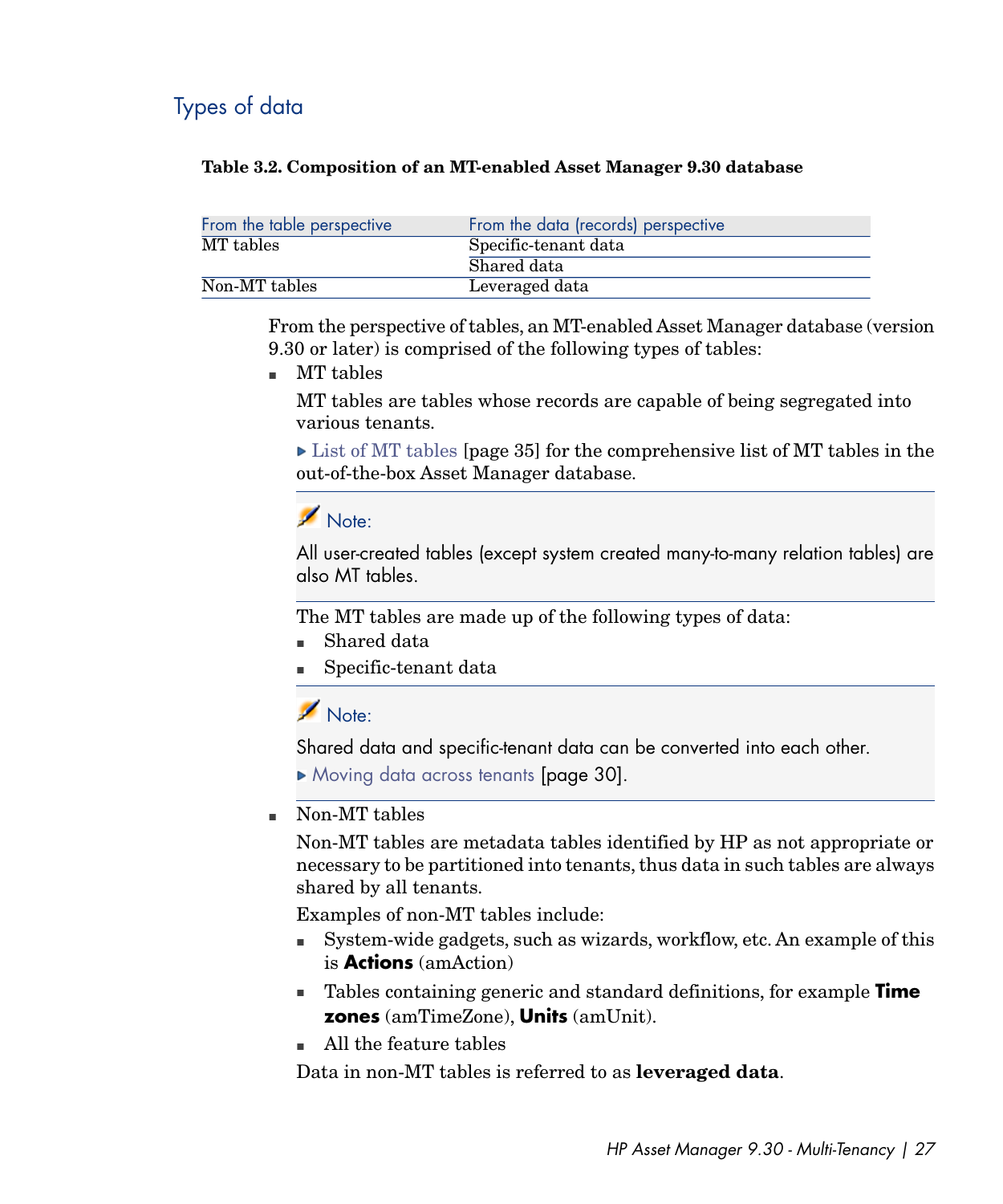## Types of data

**Table 3.2. Composition of an MT-enabled Asset Manager 9.30 database**

| From the table perspective | From the data (records) perspective |
| --- | --- |
| MT tables | Specific-tenant data |
| | Shared data |
| Non-MT tables | Leveraged data |

From the perspective of tables, an MT-enabled Asset Manager database (version 9.30 or later) is comprised of the following types of tables:

- MT tables

  MT tables are tables whose records are capable of being segregated into various tenants.

  ▸ List of MT tables [page 35] for the comprehensive list of MT tables in the out-of-the-box Asset Manager database.

  > **Note:**
  >
  > All user-created tables (except system created many-to-many relation tables) are also MT tables.

  The MT tables are made up of the following types of data:

  - Shared data
  - Specific-tenant data

  > **Note:**
  >
  > Shared data and specific-tenant data can be converted into each other.
  >
  > ▸ Moving data across tenants [page 30].

- Non-MT tables

  Non-MT tables are metadata tables identified by HP as not appropriate or necessary to be partitioned into tenants, thus data in such tables are always shared by all tenants.

  Examples of non-MT tables include:

  - System-wide gadgets, such as wizards, workflow, etc. An example of this is **Actions** (amAction)
  - Tables containing generic and standard definitions, for example **Time zones** (amTimeZone), **Units** (amUnit).
  - All the feature tables

  Data in non-MT tables is referred to as **leveraged data**.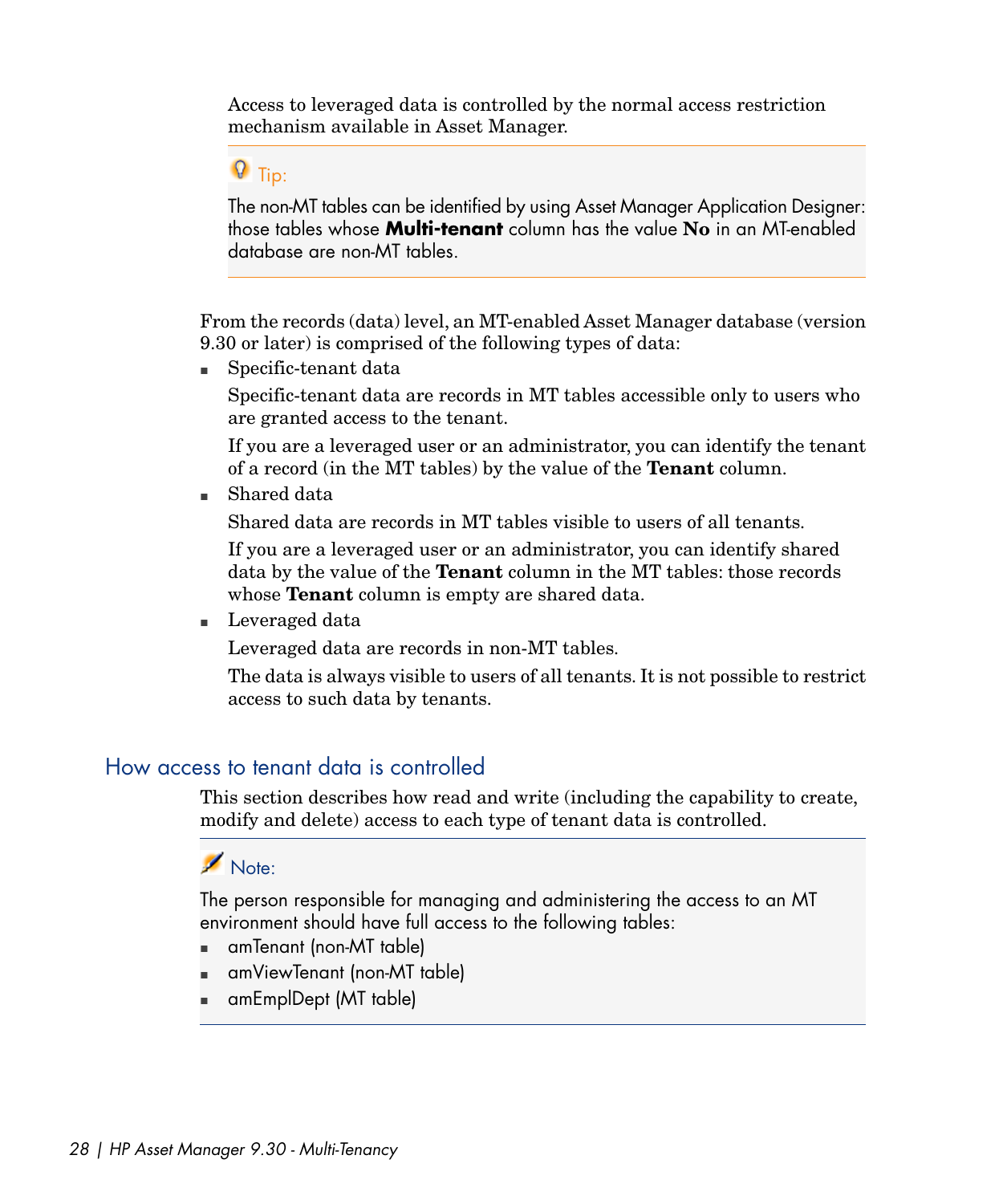Access to leveraged data is controlled by the normal access restriction mechanism available in Asset Manager.

> **Tip:**
>
> The non-MT tables can be identified by using Asset Manager Application Designer: those tables whose **Multi-tenant** column has the value **No** in an MT-enabled database are non-MT tables.

From the records (data) level, an MT-enabled Asset Manager database (version 9.30 or later) is comprised of the following types of data:

- Specific-tenant data

  Specific-tenant data are records in MT tables accessible only to users who are granted access to the tenant.

  If you are a leveraged user or an administrator, you can identify the tenant of a record (in the MT tables) by the value of the **Tenant** column.

- Shared data

  Shared data are records in MT tables visible to users of all tenants.

  If you are a leveraged user or an administrator, you can identify shared data by the value of the **Tenant** column in the MT tables: those records whose **Tenant** column is empty are shared data.

- Leveraged data

  Leveraged data are records in non-MT tables.

  The data is always visible to users of all tenants. It is not possible to restrict access to such data by tenants.

## How access to tenant data is controlled

This section describes how read and write (including the capability to create, modify and delete) access to each type of tenant data is controlled.

> **Note:**
>
> The person responsible for managing and administering the access to an MT environment should have full access to the following tables:
>
> - amTenant (non-MT table)
> - amViewTenant (non-MT table)
> - amEmplDept (MT table)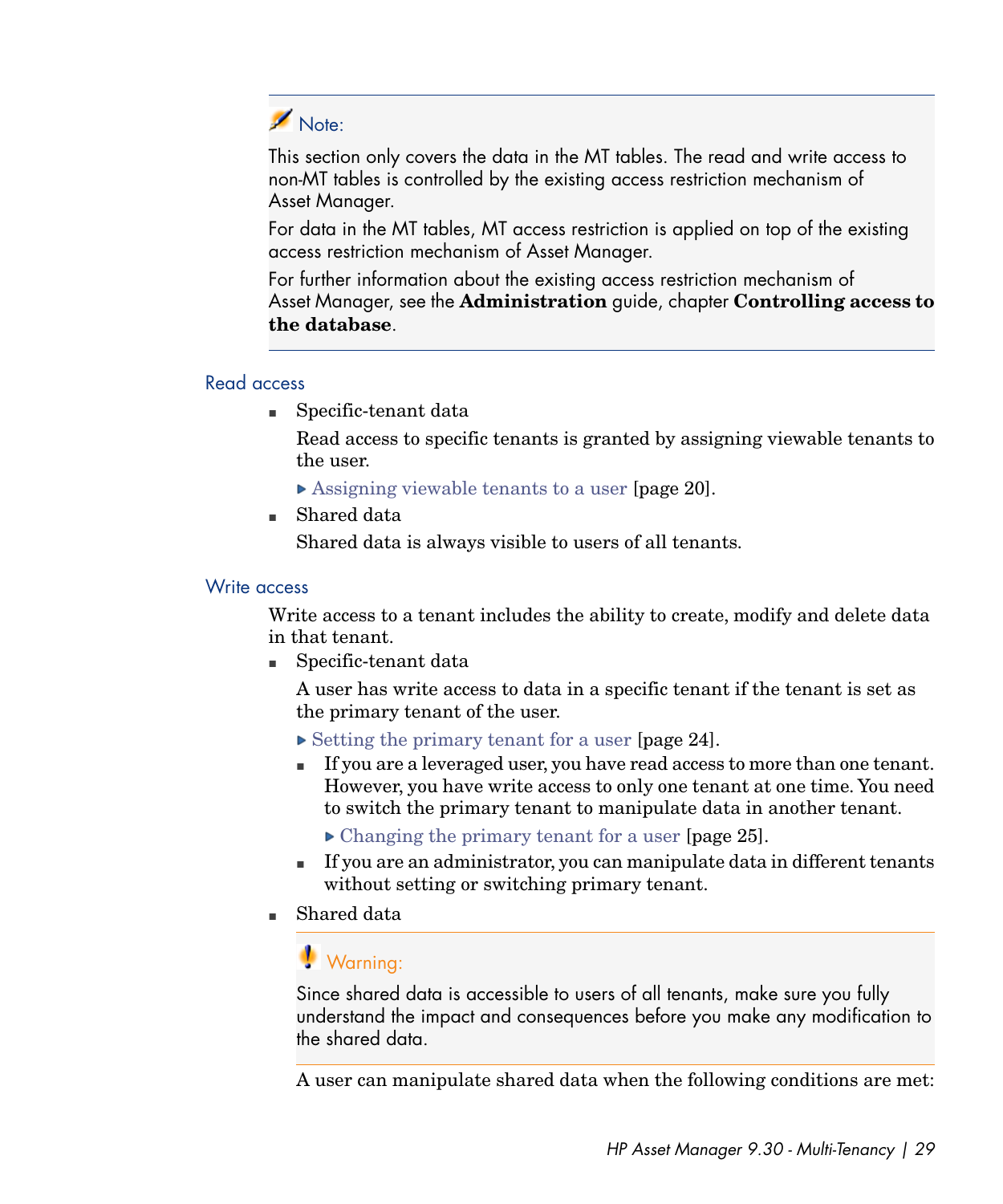> **Note:**
>
> This section only covers the data in the MT tables. The read and write access to non-MT tables is controlled by the existing access restriction mechanism of Asset Manager.
>
> For data in the MT tables, MT access restriction is applied on top of the existing access restriction mechanism of Asset Manager.
>
> For further information about the existing access restriction mechanism of Asset Manager, see the **Administration** guide, chapter **Controlling access to the database**.

### Read access

- Specific-tenant data

  Read access to specific tenants is granted by assigning viewable tenants to the user.

  ▶ Assigning viewable tenants to a user [page 20].

- Shared data

  Shared data is always visible to users of all tenants.

### Write access

Write access to a tenant includes the ability to create, modify and delete data in that tenant.

- Specific-tenant data

  A user has write access to data in a specific tenant if the tenant is set as the primary tenant of the user.

  ▶ Setting the primary tenant for a user [page 24].

  - If you are a leveraged user, you have read access to more than one tenant. However, you have write access to only one tenant at one time. You need to switch the primary tenant to manipulate data in another tenant.

    ▶ Changing the primary tenant for a user [page 25].

  - If you are an administrator, you can manipulate data in different tenants without setting or switching primary tenant.

- Shared data

  > **Warning:**
  >
  > Since shared data is accessible to users of all tenants, make sure you fully understand the impact and consequences before you make any modification to the shared data.

  A user can manipulate shared data when the following conditions are met: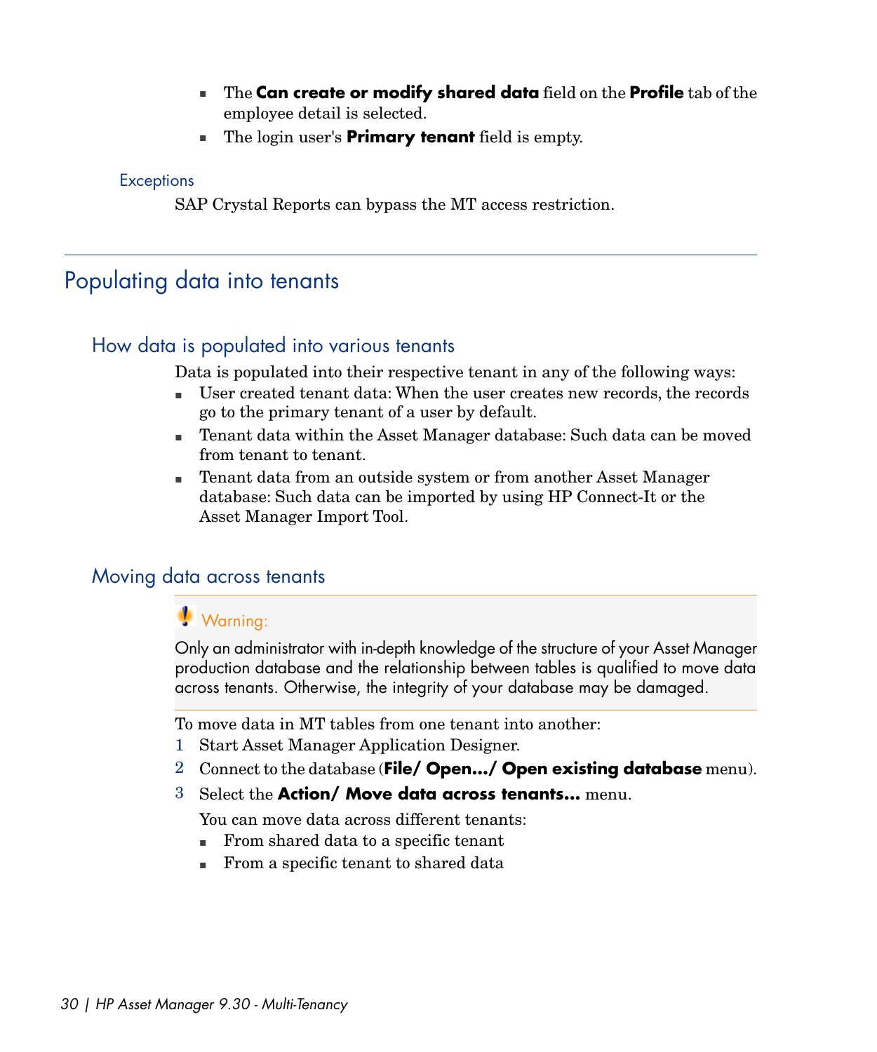- The **Can create or modify shared data** field on the **Profile** tab of the employee detail is selected.
- The login user's **Primary tenant** field is empty.

#### Exceptions

SAP Crystal Reports can bypass the MT access restriction.

## Populating data into tenants

### How data is populated into various tenants

Data is populated into their respective tenant in any of the following ways:

- User created tenant data: When the user creates new records, the records go to the primary tenant of a user by default.
- Tenant data within the Asset Manager database: Such data can be moved from tenant to tenant.
- Tenant data from an outside system or from another Asset Manager database: Such data can be imported by using HP Connect-It or the Asset Manager Import Tool.

### Moving data across tenants

> **Warning:**
>
> Only an administrator with in-depth knowledge of the structure of your Asset Manager production database and the relationship between tables is qualified to move data across tenants. Otherwise, the integrity of your database may be damaged.

To move data in MT tables from one tenant into another:

1. Start Asset Manager Application Designer.
2. Connect to the database (**File/ Open.../ Open existing database** menu).
3. Select the **Action/ Move data across tenants...** menu.

   You can move data across different tenants:

   - From shared data to a specific tenant
   - From a specific tenant to shared data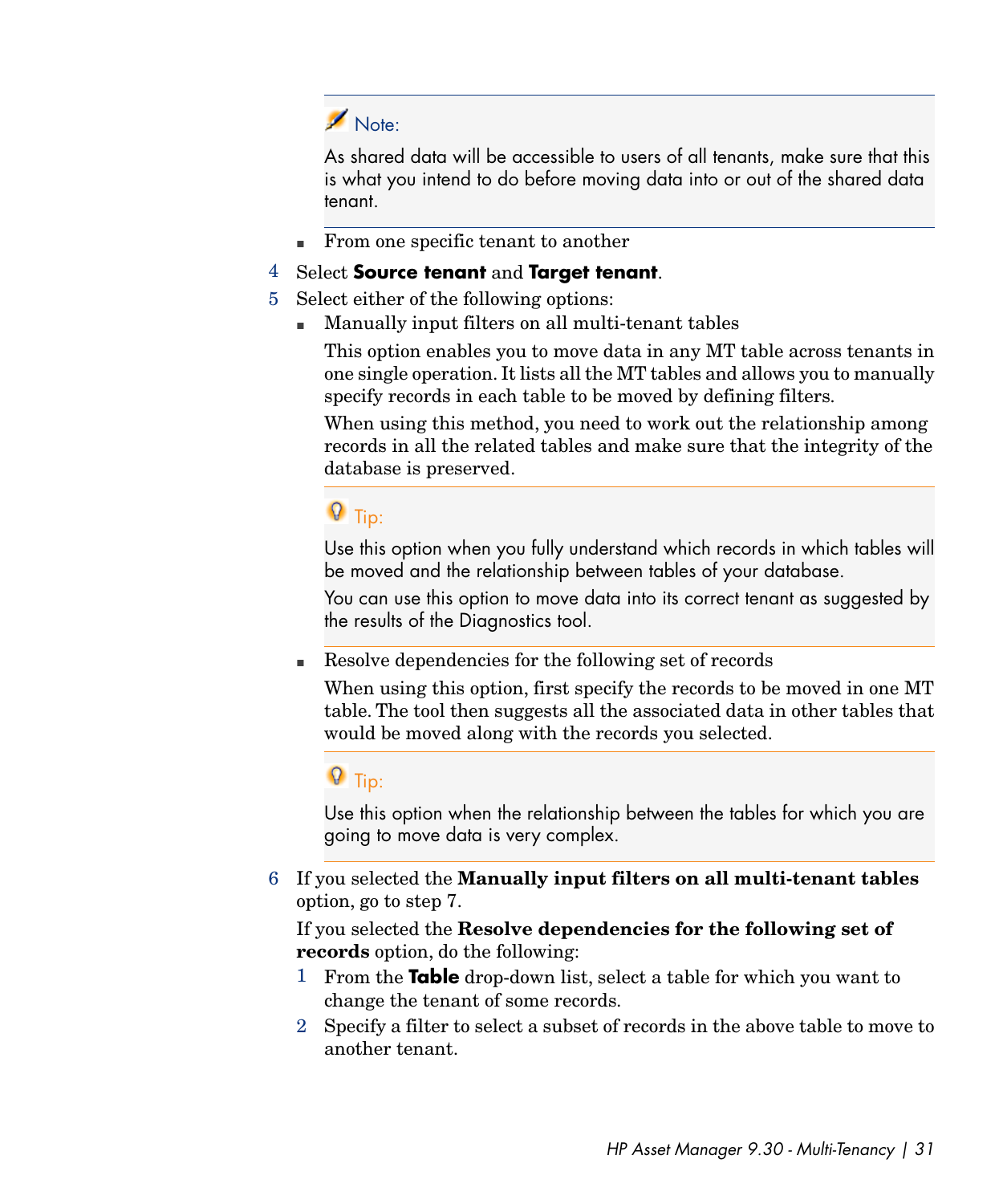> **Note:**
>
> As shared data will be accessible to users of all tenants, make sure that this is what you intend to do before moving data into or out of the shared data tenant.

- From one specific tenant to another

4. Select **Source tenant** and **Target tenant**.
5. Select either of the following options:
   - Manually input filters on all multi-tenant tables

     This option enables you to move data in any MT table across tenants in one single operation. It lists all the MT tables and allows you to manually specify records in each table to be moved by defining filters.

     When using this method, you need to work out the relationship among records in all the related tables and make sure that the integrity of the database is preserved.

     > **Tip:**
     >
     > Use this option when you fully understand which records in which tables will be moved and the relationship between tables of your database.
     >
     > You can use this option to move data into its correct tenant as suggested by the results of the Diagnostics tool.

   - Resolve dependencies for the following set of records

     When using this option, first specify the records to be moved in one MT table. The tool then suggests all the associated data in other tables that would be moved along with the records you selected.

     > **Tip:**
     >
     > Use this option when the relationship between the tables for which you are going to move data is very complex.

6. If you selected the **Manually input filters on all multi-tenant tables** option, go to step 7.

   If you selected the **Resolve dependencies for the following set of records** option, do the following:

   1. From the **Table** drop-down list, select a table for which you want to change the tenant of some records.
   2. Specify a filter to select a subset of records in the above table to move to another tenant.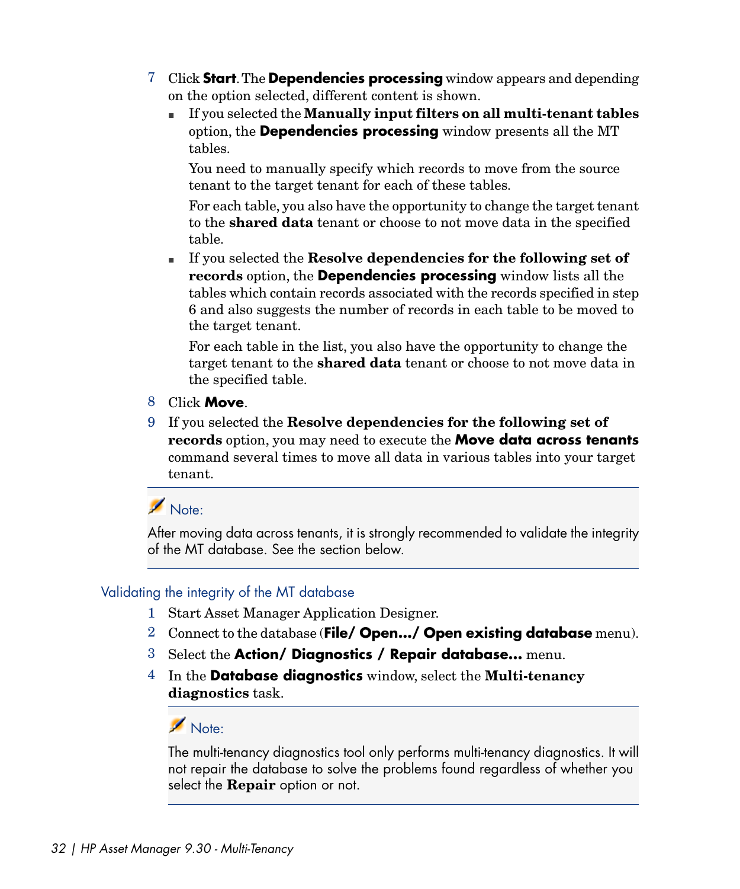7 Click **Start**. The **Dependencies processing** window appears and depending on the option selected, different content is shown.

   - If you selected the **Manually input filters on all multi-tenant tables** option, the **Dependencies processing** window presents all the MT tables.

     You need to manually specify which records to move from the source tenant to the target tenant for each of these tables.

     For each table, you also have the opportunity to change the target tenant to the **shared data** tenant or choose to not move data in the specified table.

   - If you selected the **Resolve dependencies for the following set of records** option, the **Dependencies processing** window lists all the tables which contain records associated with the records specified in step 6 and also suggests the number of records in each table to be moved to the target tenant.

     For each table in the list, you also have the opportunity to change the target tenant to the **shared data** tenant or choose to not move data in the specified table.

8 Click **Move**.

9 If you selected the **Resolve dependencies for the following set of records** option, you may need to execute the **Move data across tenants** command several times to move all data in various tables into your target tenant.

> Note:
>
> After moving data across tenants, it is strongly recommended to validate the integrity of the MT database. See the section below.

### Validating the integrity of the MT database

1 Start Asset Manager Application Designer.

2 Connect to the database (**File/ Open.../ Open existing database** menu).

3 Select the **Action/ Diagnostics / Repair database...** menu.

4 In the **Database diagnostics** window, select the **Multi-tenancy diagnostics** task.

> Note:
>
> The multi-tenancy diagnostics tool only performs multi-tenancy diagnostics. It will not repair the database to solve the problems found regardless of whether you select the **Repair** option or not.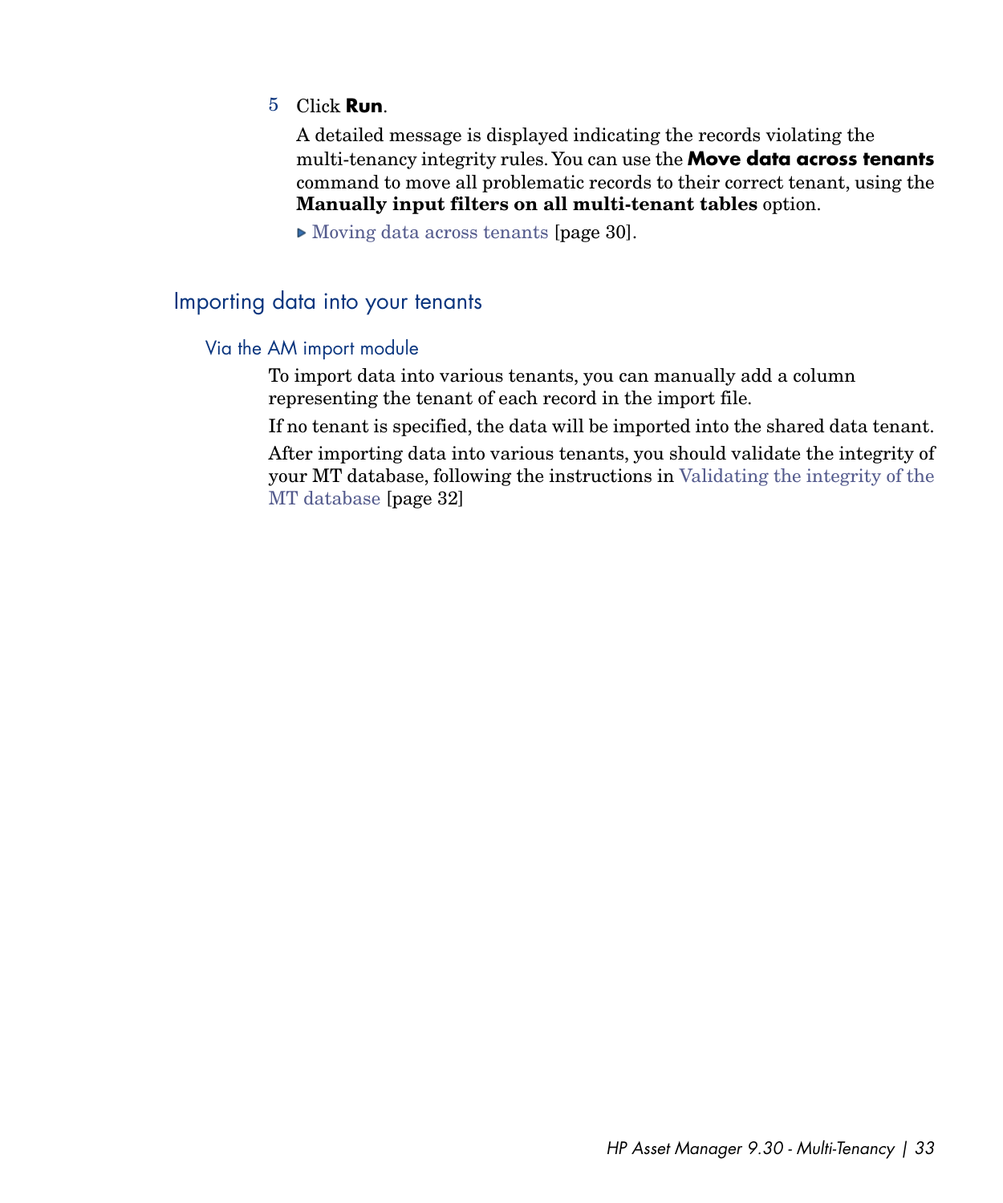5. Click **Run**.

   A detailed message is displayed indicating the records violating the multi-tenancy integrity rules. You can use the **Move data across tenants** command to move all problematic records to their correct tenant, using the **Manually input filters on all multi-tenant tables** option.

   ▶ Moving data across tenants [page 30].

## Importing data into your tenants

### Via the AM import module

To import data into various tenants, you can manually add a column representing the tenant of each record in the import file.

If no tenant is specified, the data will be imported into the shared data tenant.

After importing data into various tenants, you should validate the integrity of your MT database, following the instructions in Validating the integrity of the MT database [page 32]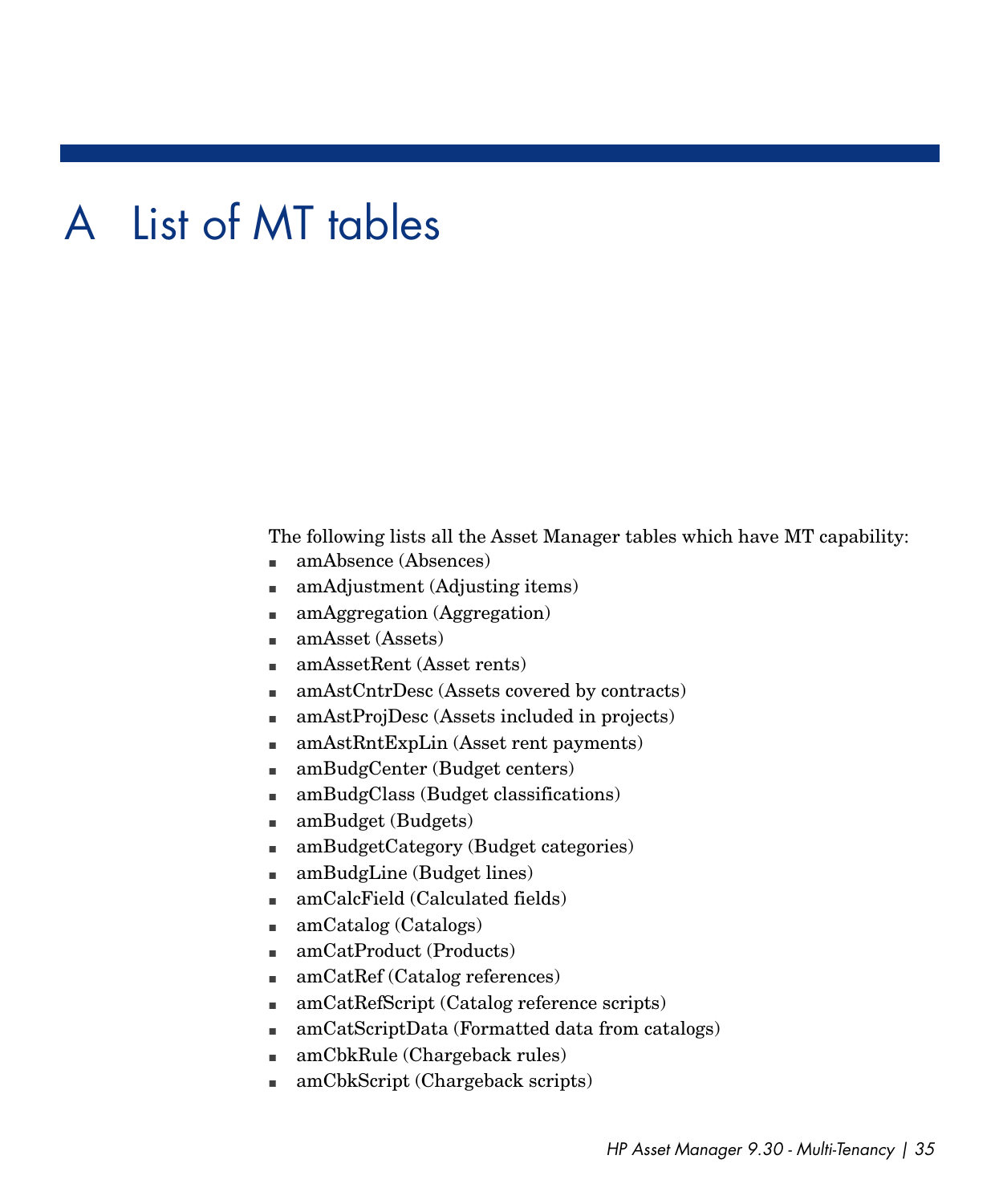# A List of MT tables

The following lists all the Asset Manager tables which have MT capability:

- amAbsence (Absences)
- amAdjustment (Adjusting items)
- amAggregation (Aggregation)
- amAsset (Assets)
- amAssetRent (Asset rents)
- amAstCntrDesc (Assets covered by contracts)
- amAstProjDesc (Assets included in projects)
- amAstRntExpLin (Asset rent payments)
- amBudgCenter (Budget centers)
- amBudgClass (Budget classifications)
- amBudget (Budgets)
- amBudgetCategory (Budget categories)
- amBudgLine (Budget lines)
- amCalcField (Calculated fields)
- amCatalog (Catalogs)
- amCatProduct (Products)
- amCatRef (Catalog references)
- amCatRefScript (Catalog reference scripts)
- amCatScriptData (Formatted data from catalogs)
- amCbkRule (Chargeback rules)
- amCbkScript (Chargeback scripts)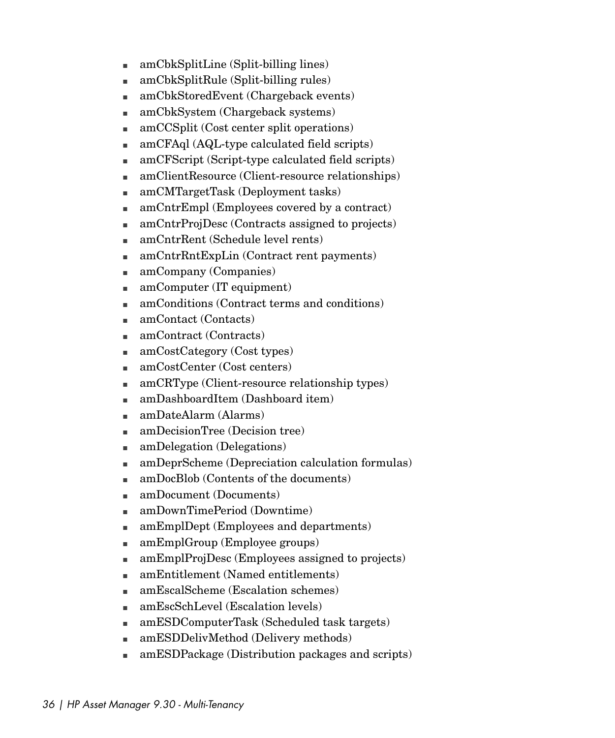- amCbkSplitLine (Split-billing lines)
- amCbkSplitRule (Split-billing rules)
- amCbkStoredEvent (Chargeback events)
- amCbkSystem (Chargeback systems)
- amCCSplit (Cost center split operations)
- amCFAql (AQL-type calculated field scripts)
- amCFScript (Script-type calculated field scripts)
- amClientResource (Client-resource relationships)
- amCMTargetTask (Deployment tasks)
- amCntrEmpl (Employees covered by a contract)
- amCntrProjDesc (Contracts assigned to projects)
- amCntrRent (Schedule level rents)
- amCntrRntExpLin (Contract rent payments)
- amCompany (Companies)
- amComputer (IT equipment)
- amConditions (Contract terms and conditions)
- amContact (Contacts)
- amContract (Contracts)
- amCostCategory (Cost types)
- amCostCenter (Cost centers)
- amCRType (Client-resource relationship types)
- amDashboardItem (Dashboard item)
- amDateAlarm (Alarms)
- amDecisionTree (Decision tree)
- amDelegation (Delegations)
- amDeprScheme (Depreciation calculation formulas)
- amDocBlob (Contents of the documents)
- amDocument (Documents)
- amDownTimePeriod (Downtime)
- amEmplDept (Employees and departments)
- amEmplGroup (Employee groups)
- amEmplProjDesc (Employees assigned to projects)
- amEntitlement (Named entitlements)
- amEscalScheme (Escalation schemes)
- amEscSchLevel (Escalation levels)
- amESDComputerTask (Scheduled task targets)
- amESDDelivMethod (Delivery methods)
- amESDPackage (Distribution packages and scripts)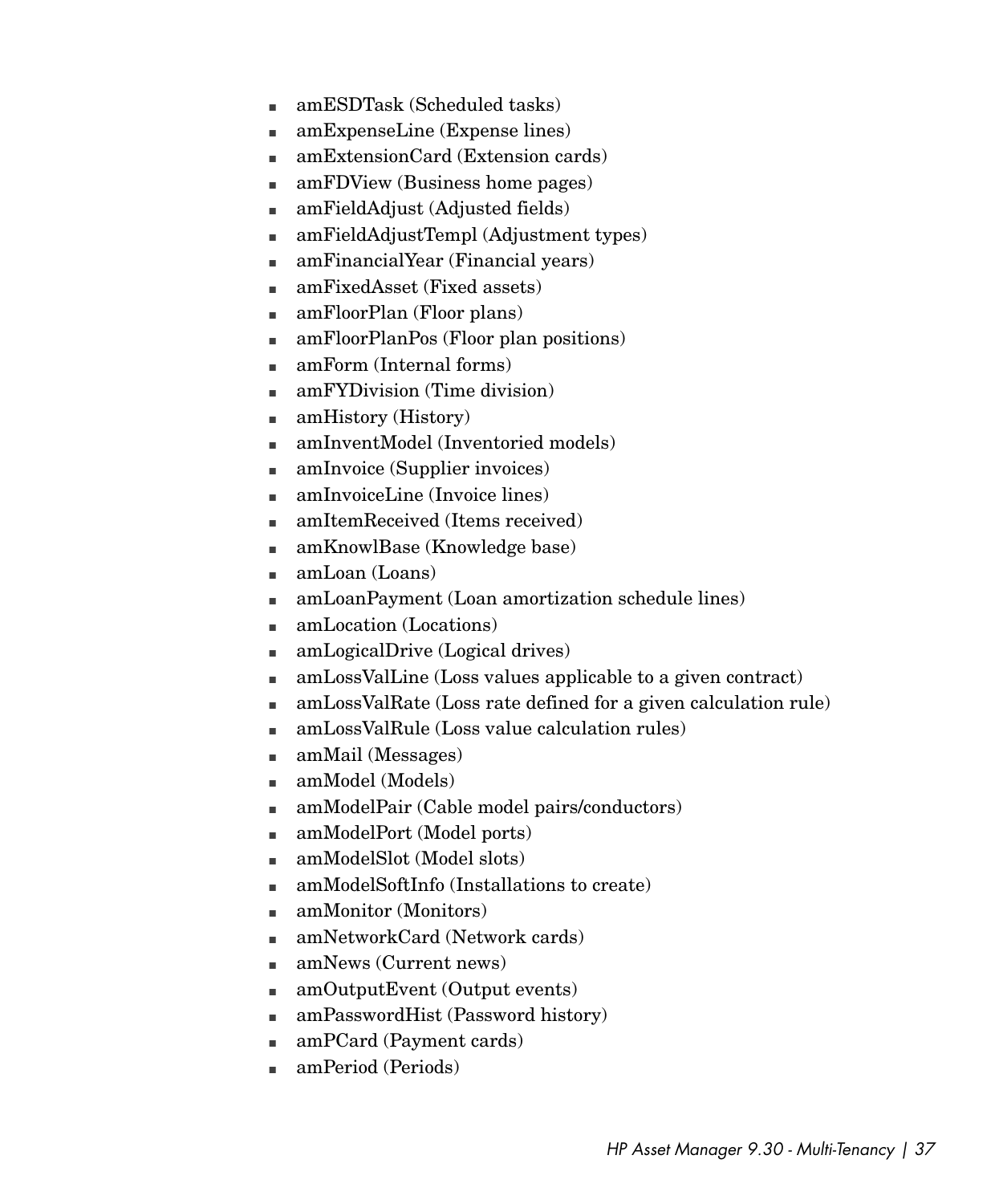- amESDTask (Scheduled tasks)
- amExpenseLine (Expense lines)
- amExtensionCard (Extension cards)
- amFDView (Business home pages)
- amFieldAdjust (Adjusted fields)
- amFieldAdjustTempl (Adjustment types)
- amFinancialYear (Financial years)
- amFixedAsset (Fixed assets)
- amFloorPlan (Floor plans)
- amFloorPlanPos (Floor plan positions)
- amForm (Internal forms)
- amFYDivision (Time division)
- amHistory (History)
- amInventModel (Inventoried models)
- amInvoice (Supplier invoices)
- amInvoiceLine (Invoice lines)
- amItemReceived (Items received)
- amKnowlBase (Knowledge base)
- amLoan (Loans)
- amLoanPayment (Loan amortization schedule lines)
- amLocation (Locations)
- amLogicalDrive (Logical drives)
- amLossValLine (Loss values applicable to a given contract)
- amLossValRate (Loss rate defined for a given calculation rule)
- amLossValRule (Loss value calculation rules)
- amMail (Messages)
- amModel (Models)
- amModelPair (Cable model pairs/conductors)
- amModelPort (Model ports)
- amModelSlot (Model slots)
- amModelSoftInfo (Installations to create)
- amMonitor (Monitors)
- amNetworkCard (Network cards)
- amNews (Current news)
- amOutputEvent (Output events)
- amPasswordHist (Password history)
- amPCard (Payment cards)
- amPeriod (Periods)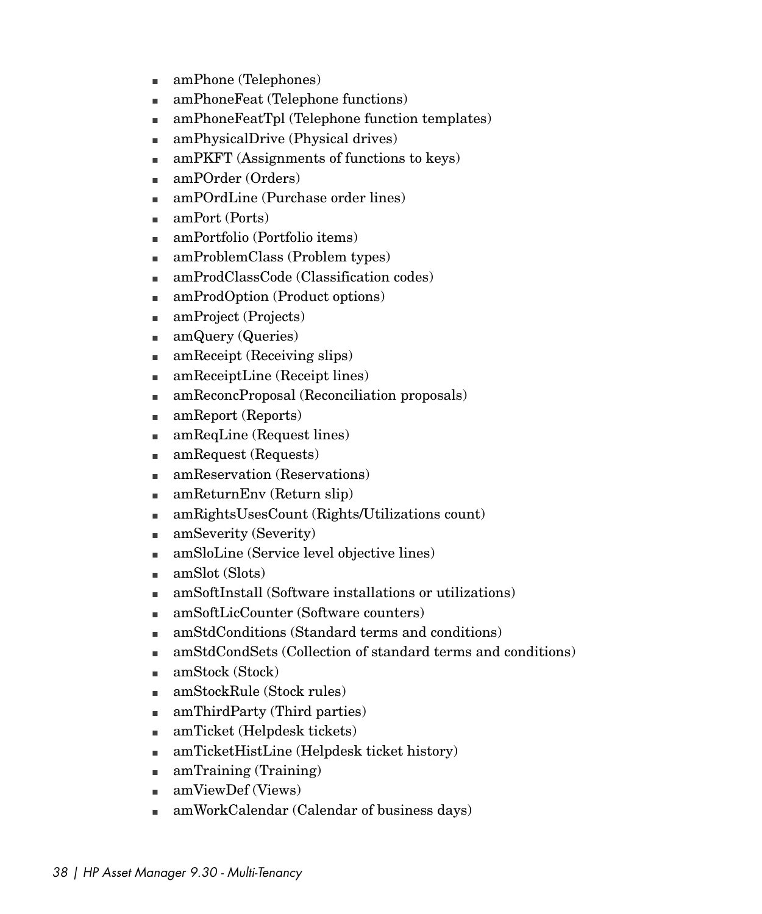- amPhone (Telephones)
- amPhoneFeat (Telephone functions)
- amPhoneFeatTpl (Telephone function templates)
- amPhysicalDrive (Physical drives)
- amPKFT (Assignments of functions to keys)
- amPOrder (Orders)
- amPOrdLine (Purchase order lines)
- amPort (Ports)
- amPortfolio (Portfolio items)
- amProblemClass (Problem types)
- amProdClassCode (Classification codes)
- amProdOption (Product options)
- amProject (Projects)
- amQuery (Queries)
- amReceipt (Receiving slips)
- amReceiptLine (Receipt lines)
- amReconcProposal (Reconciliation proposals)
- amReport (Reports)
- amReqLine (Request lines)
- amRequest (Requests)
- amReservation (Reservations)
- amReturnEnv (Return slip)
- amRightsUsesCount (Rights/Utilizations count)
- amSeverity (Severity)
- amSloLine (Service level objective lines)
- amSlot (Slots)
- amSoftInstall (Software installations or utilizations)
- amSoftLicCounter (Software counters)
- amStdConditions (Standard terms and conditions)
- amStdCondSets (Collection of standard terms and conditions)
- amStock (Stock)
- amStockRule (Stock rules)
- amThirdParty (Third parties)
- amTicket (Helpdesk tickets)
- amTicketHistLine (Helpdesk ticket history)
- amTraining (Training)
- amViewDef (Views)
- amWorkCalendar (Calendar of business days)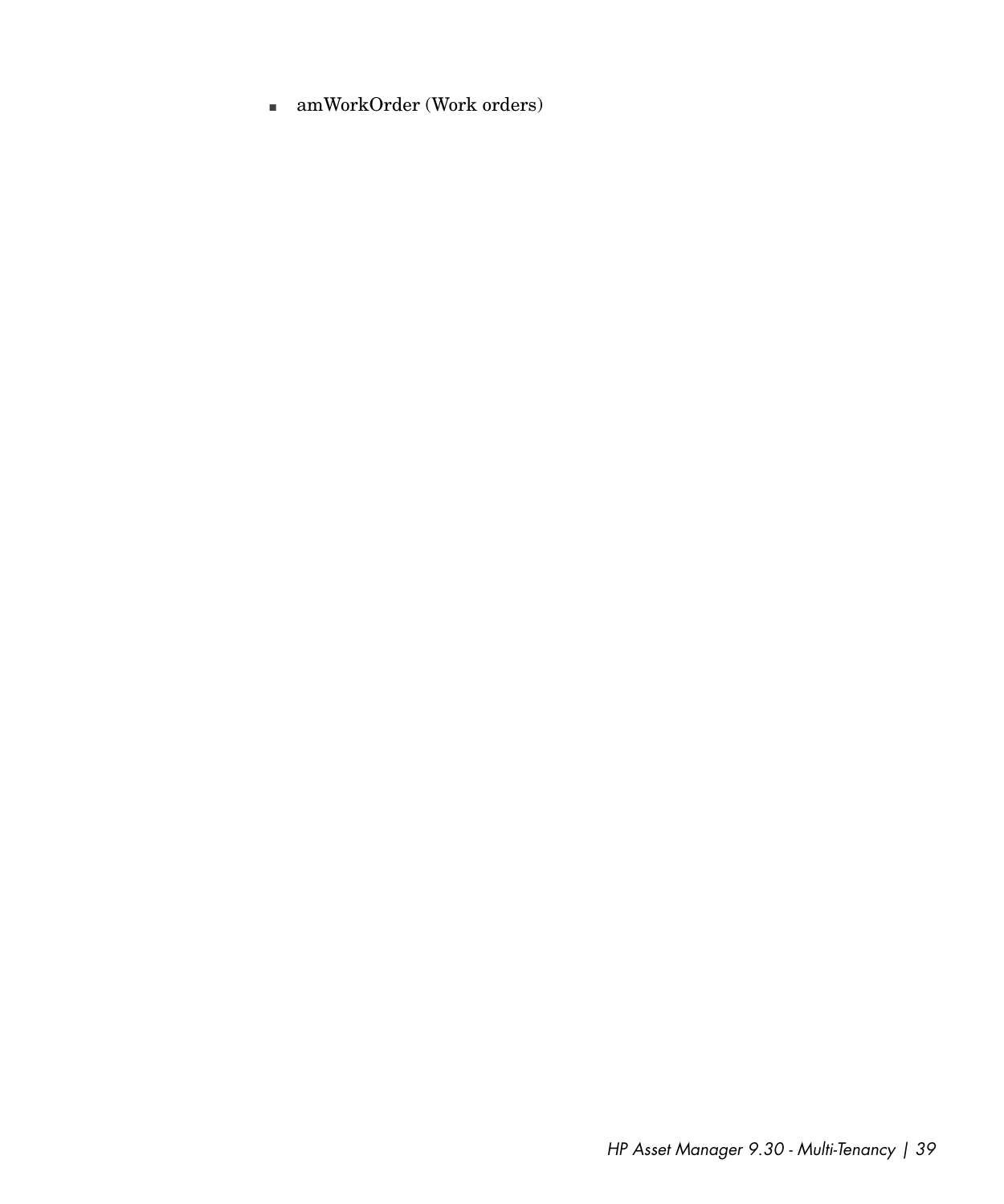- amWorkOrder (Work orders)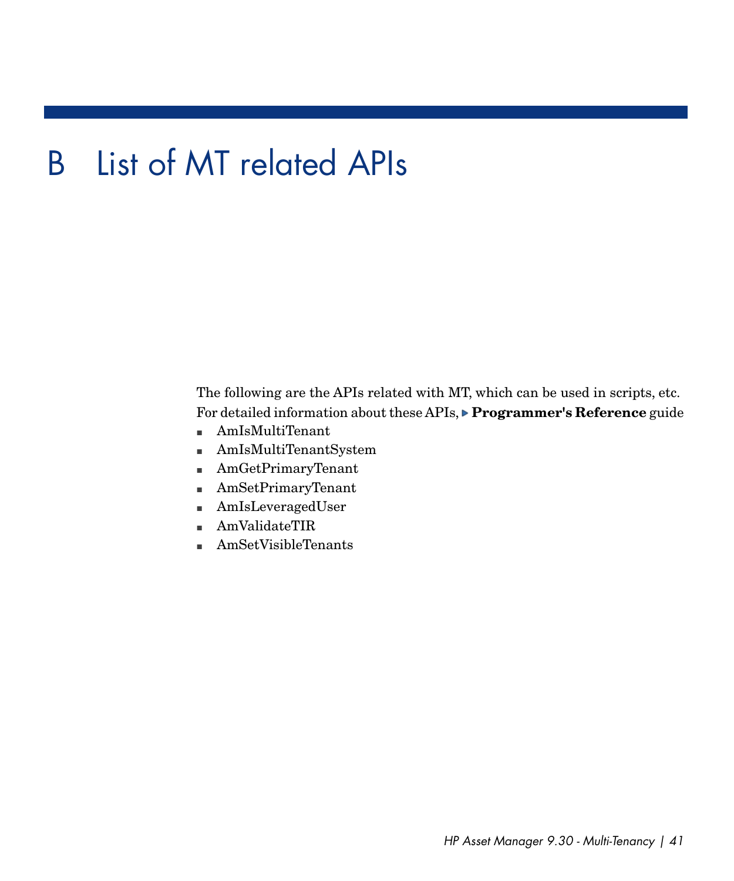# B List of MT related APIs

The following are the APIs related with MT, which can be used in scripts, etc. For detailed information about these APIs, ▶ **Programmer's Reference** guide

- AmIsMultiTenant
- AmIsMultiTenantSystem
- AmGetPrimaryTenant
- AmSetPrimaryTenant
- AmIsLeveragedUser
- AmValidateTIR
- AmSetVisibleTenants